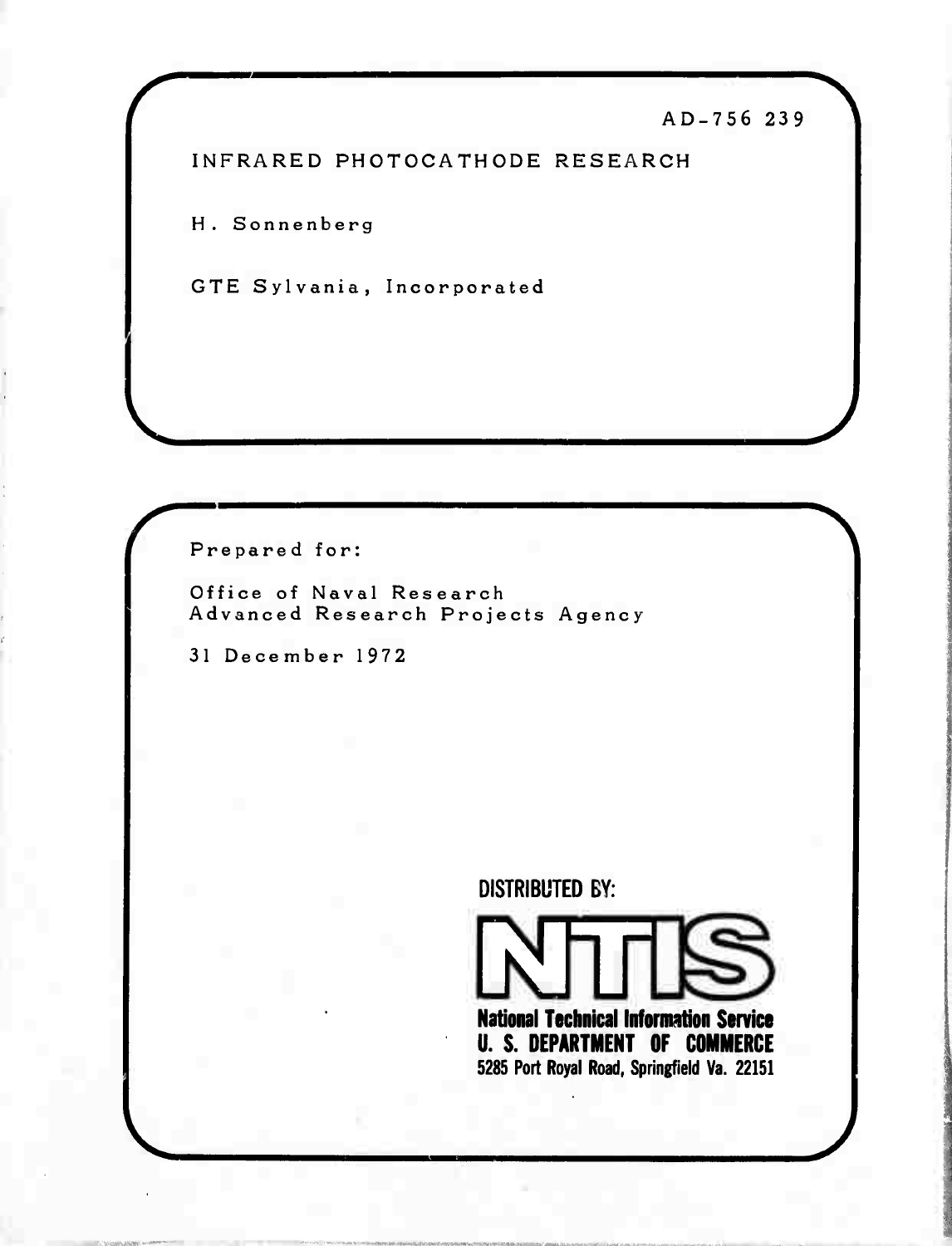AD-756 239

# INFRARED PHOTOCATHODE RESEARCH

H. Sonnenberg

GTE Sylvania, Incorporated

Prepared for:

Office of Naval Research
Advanced Research Projects Agency

31 December 1972

DISTRIBUTED BY:

**NTIS**

**National Technical Information Service**
**U. S. DEPARTMENT OF COMMERCE**
**5285 Port Royal Road, Springfield Va. 22151**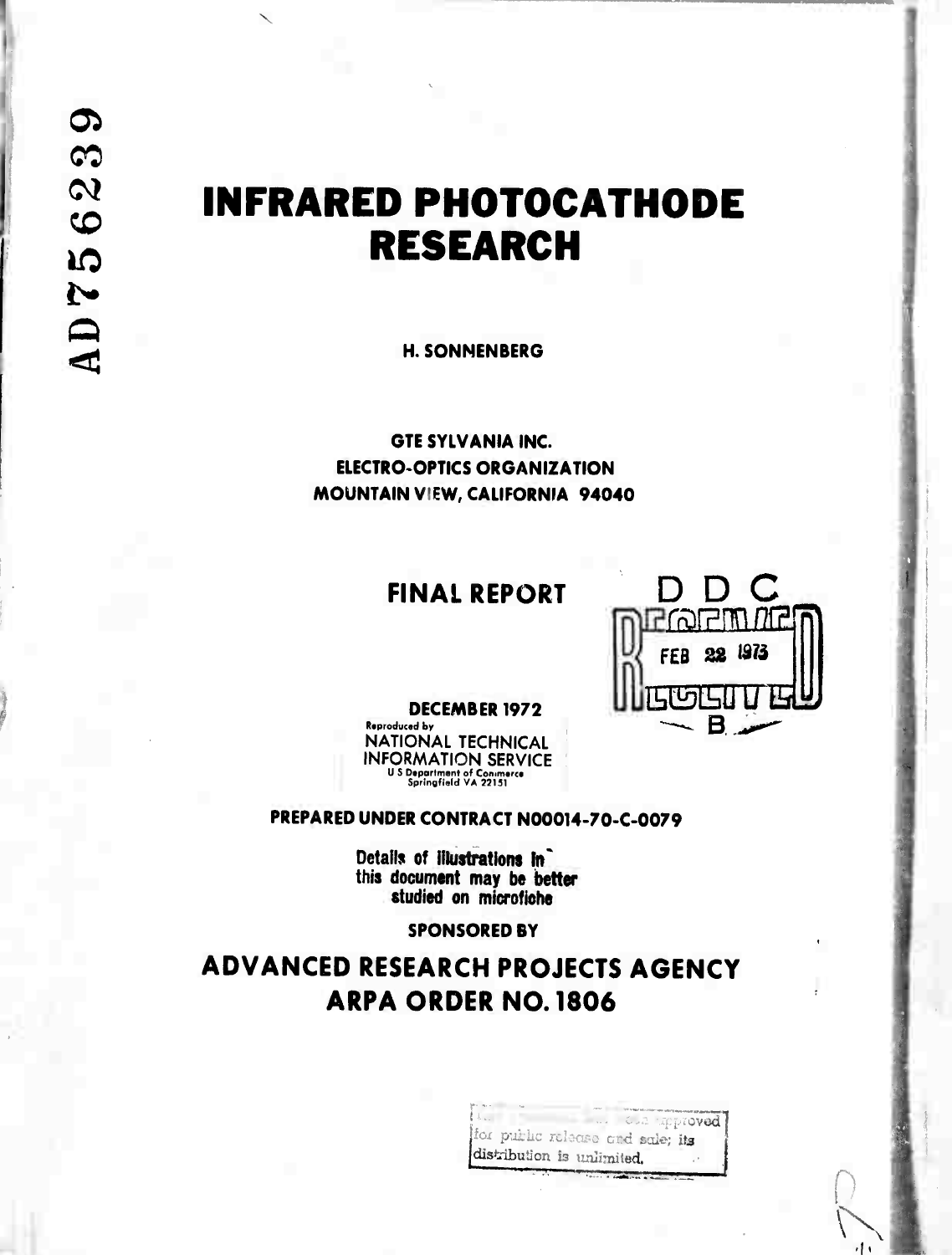AD756239

# INFRARED PHOTOCATHODE RESEARCH

**H. SONNENBERG**

**GTE SYLVANIA INC.**
**ELECTRO-OPTICS ORGANIZATION**
**MOUNTAIN VIEW, CALIFORNIA 94040**

## FINAL REPORT

D D C
RECEIVED
FEB 22 1973
B

**DECEMBER 1972**

Reproduced by
NATIONAL TECHNICAL INFORMATION SERVICE
U S Department of Commerce
Springfield VA 22151

**PREPARED UNDER CONTRACT N00014-70-C-0079**

**Details of illustrations in this document may be better studied on microfiche**

**SPONSORED BY**

## ADVANCED RESEARCH PROJECTS AGENCY
## ARPA ORDER NO. 1806

This document has been approved for public release and sale; its distribution is unlimited.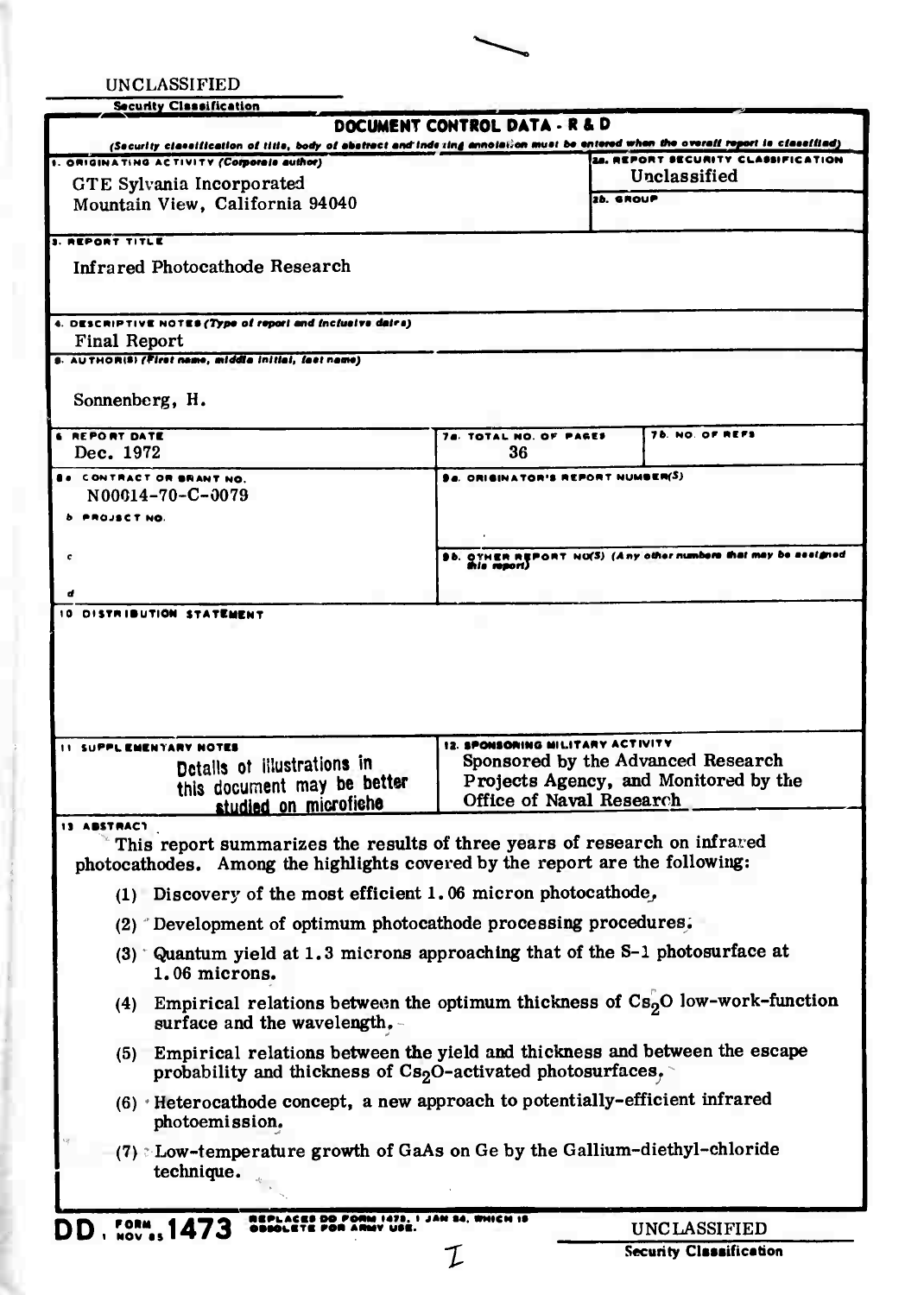UNCLASSIFIED

Security Classification

# DOCUMENT CONTROL DATA - R & D

*(Security classification of title, body of abstract and indexing annotation must be entered when the overall report is classified)*

| | |
|---|---|
| 1. ORIGINATING ACTIVITY (Corporate author) GTE Sylvania Incorporated Mountain View, California 94040 | 2a. REPORT SECURITY CLASSIFICATION Unclassified |
| | 2b. GROUP |

**3. REPORT TITLE**

Infrared Photocathode Research

**4. DESCRIPTIVE NOTES (Type of report and inclusive dates)**

Final Report

**5. AUTHOR(S) (First name, middle initial, last name)**

Sonnenberg, H.

| 6. REPORT DATE | 7a. TOTAL NO. OF PAGES | 7b. NO. OF REFS |
|---|---|---|
| Dec. 1972 | 36 | |

| | |
|---|---|
| 8a. CONTRACT OR GRANT NO. N00014-70-C-0079 | 9a. ORIGINATOR'S REPORT NUMBER(S) |
| b. PROJECT NO. | |
| c. | 9b. OTHER REPORT NO(S) (Any other numbers that may be assigned this report) |
| d. | |

**10. DISTRIBUTION STATEMENT**

| 11. SUPPLEMENTARY NOTES | 12. SPONSORING MILITARY ACTIVITY |
|---|---|
| Details of illustrations in this document may be better studied on microfiche | Sponsored by the Advanced Research Projects Agency, and Monitored by the Office of Naval Research |

**13. ABSTRACT**

This report summarizes the results of three years of research on infrared photocathodes. Among the highlights covered by the report are the following:

(1) Discovery of the most efficient 1.06 micron photocathode,

(2) Development of optimum photocathode processing procedures.

(3) Quantum yield at 1.3 microns approaching that of the S-1 photosurface at 1.06 microns.

(4) Empirical relations between the optimum thickness of $Cs_2O$ low-work-function surface and the wavelength.

(5) Empirical relations between the yield and thickness and between the escape probability and thickness of $Cs_2O$-activated photosurfaces.

(6) Heterocathode concept, a new approach to potentially-efficient infrared photoemission.

(7) Low-temperature growth of GaAs on Ge by the Gallium-diethyl-chloride technique.

DD FORM 1473 (1 NOV 65) REPLACES DD FORM 1473, 1 JAN 64, WHICH IS OBSOLETE FOR ARMY USE.

UNCLASSIFIED

Security Classification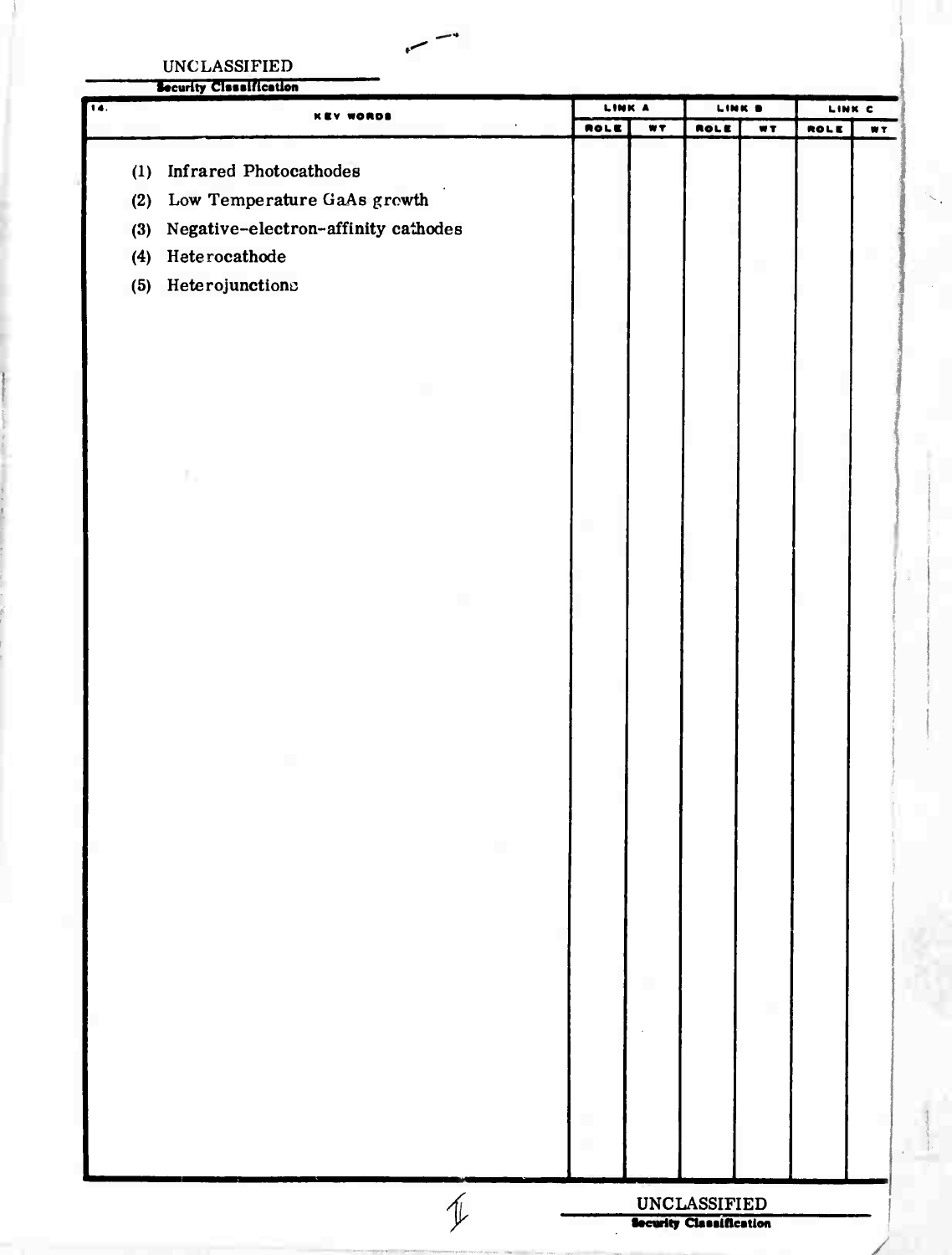UNCLASSIFIED

Security Classification

| 14. KEY WORDS | LINK A | | LINK B | | LINK C | |
|---|---|---|---|---|---|---|
| | ROLE | WT | ROLE | WT | ROLE | WT |
| (1) Infrared Photocathodes | | | | | | |
| (2) Low Temperature GaAs growth | | | | | | |
| (3) Negative-electron-affinity cathodes | | | | | | |
| (4) Heterocathode | | | | | | |
| (5) Heterojunctions | | | | | | |

UNCLASSIFIED

Security Classification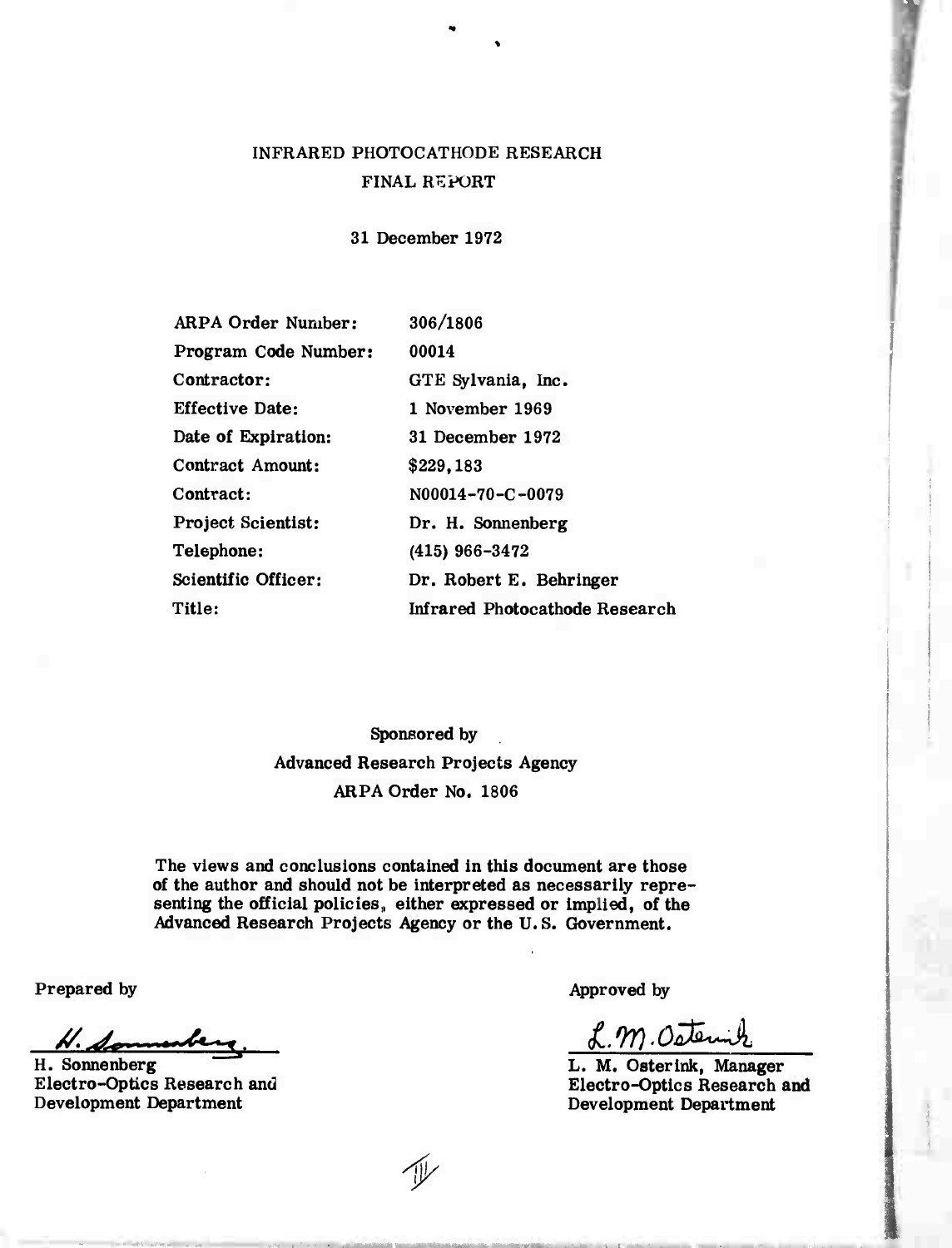# INFRARED PHOTOCATHODE RESEARCH

## FINAL REPORT

31 December 1972

| | |
|---|---|
| ARPA Order Number: | 306/1806 |
| Program Code Number: | 00014 |
| Contractor: | GTE Sylvania, Inc. |
| Effective Date: | 1 November 1969 |
| Date of Expiration: | 31 December 1972 |
| Contract Amount: | $229,183 |
| Contract: | N00014-70-C-0079 |
| Project Scientist: | Dr. H. Sonnenberg |
| Telephone: | (415) 966-3472 |
| Scientific Officer: | Dr. Robert E. Behringer |
| Title: | Infrared Photocathode Research |

Sponsored by
Advanced Research Projects Agency
ARPA Order No. 1806

The views and conclusions contained in this document are those of the author and should not be interpreted as necessarily representing the official policies, either expressed or implied, of the Advanced Research Projects Agency or the U.S. Government.

Prepared by

H. Sonnenberg
Electro-Optics Research and Development Department

Approved by

L. M. Osterink, Manager
Electro-Optics Research and Development Department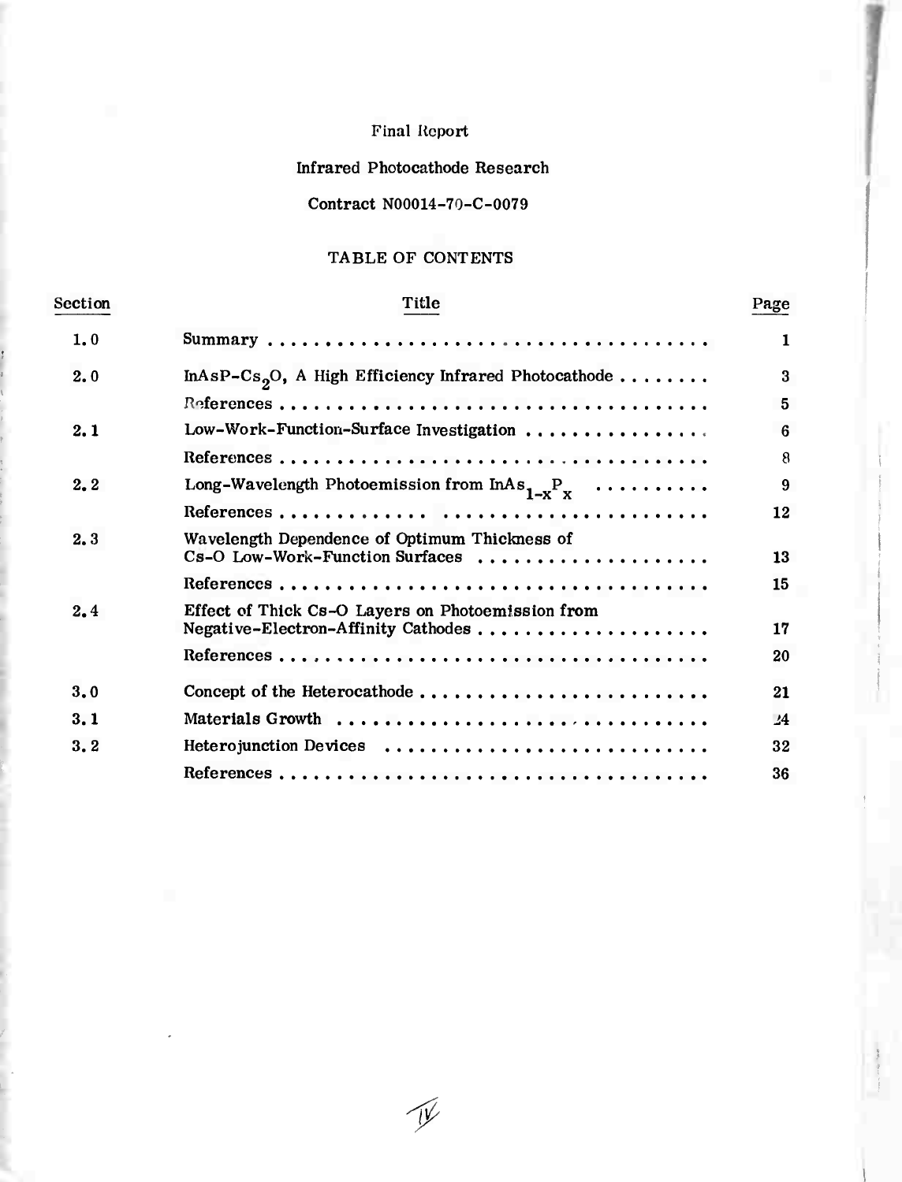Final Report

Infrared Photocathode Research

Contract N00014-70-C-0079

# TABLE OF CONTENTS

| Section | Title | Page |
|---|---|---|
| 1.0 | Summary | 1 |
| 2.0 | InAsP-$Cs_2O$, A High Efficiency Infrared Photocathode | 3 |
| | References | 5 |
| 2.1 | Low-Work-Function-Surface Investigation | 6 |
| | References | 8 |
| 2.2 | Long-Wavelength Photoemission from $InAs_{1-x}P_x$ | 9 |
| | References | 12 |
| 2.3 | Wavelength Dependence of Optimum Thickness of Cs-O Low-Work-Function Surfaces | 13 |
| | References | 15 |
| 2.4 | Effect of Thick Cs-O Layers on Photoemission from Negative-Electron-Affinity Cathodes | 17 |
| | References | 20 |
| 3.0 | Concept of the Heterocathode | 21 |
| 3.1 | Materials Growth | 24 |
| 3.2 | Heterojunction Devices | 32 |
| | References | 36 |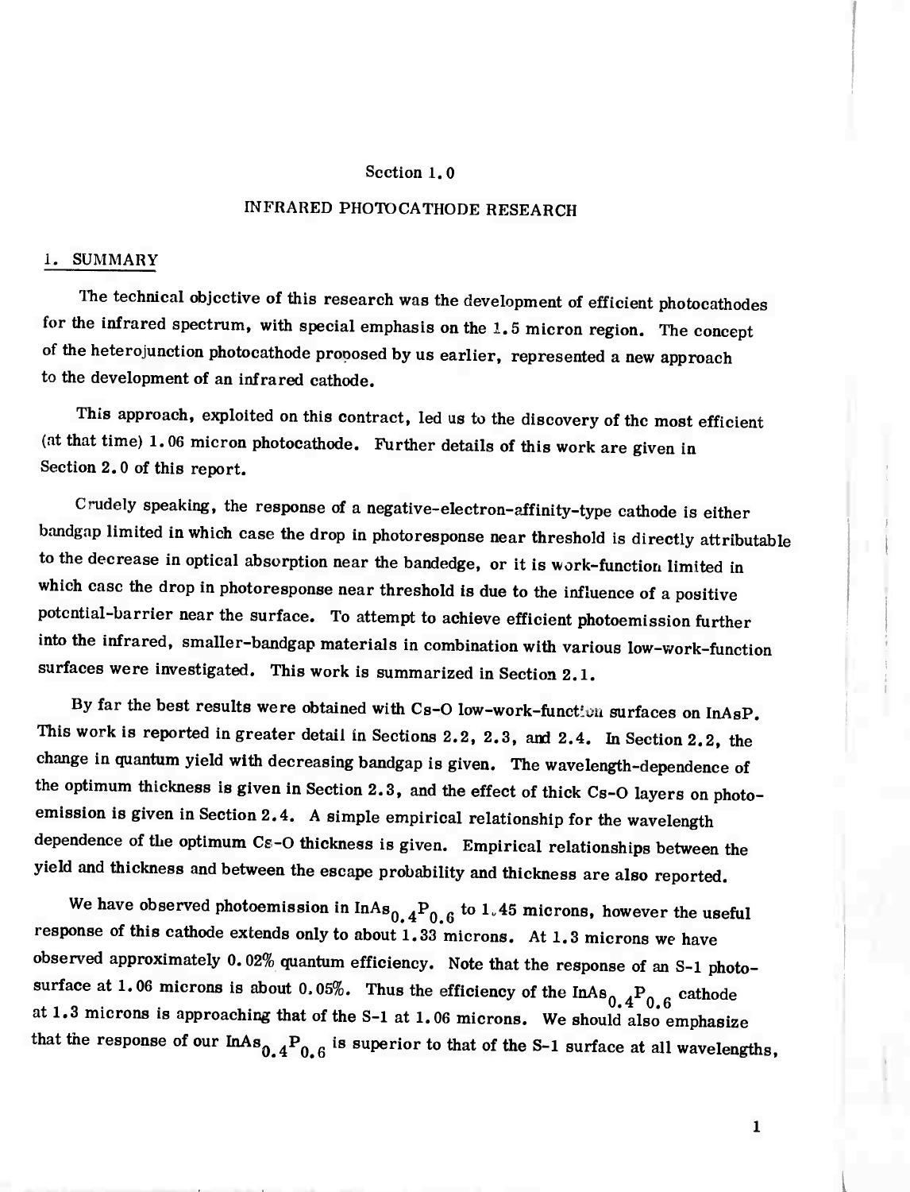# Section 1.0

## INFRARED PHOTOCATHODE RESEARCH

### 1. SUMMARY

The technical objective of this research was the development of efficient photocathodes for the infrared spectrum, with special emphasis on the 1.5 micron region. The concept of the heterojunction photocathode proposed by us earlier, represented a new approach to the development of an infrared cathode.

This approach, exploited on this contract, led us to the discovery of the most efficient (at that time) 1.06 micron photocathode. Further details of this work are given in Section 2.0 of this report.

Crudely speaking, the response of a negative-electron-affinity-type cathode is either bandgap limited in which case the drop in photoresponse near threshold is directly attributable to the decrease in optical absorption near the bandedge, or it is work-function limited in which case the drop in photoresponse near threshold is due to the influence of a positive potential-barrier near the surface. To attempt to achieve efficient photoemission further into the infrared, smaller-bandgap materials in combination with various low-work-function surfaces were investigated. This work is summarized in Section 2.1.

By far the best results were obtained with Cs-O low-work-function surfaces on InAsP. This work is reported in greater detail in Sections 2.2, 2.3, and 2.4. In Section 2.2, the change in quantum yield with decreasing bandgap is given. The wavelength-dependence of the optimum thickness is given in Section 2.3, and the effect of thick Cs-O layers on photoemission is given in Section 2.4. A simple empirical relationship for the wavelength dependence of the optimum Cs-O thickness is given. Empirical relationships between the yield and thickness and between the escape probability and thickness are also reported.

We have observed photoemission in $InAs_{0.4}P_{0.6}$ to 1.45 microns, however the useful response of this cathode extends only to about 1.33 microns. At 1.3 microns we have observed approximately 0.02% quantum efficiency. Note that the response of an S-1 photosurface at 1.06 microns is about 0.05%. Thus the efficiency of the $InAs_{0.4}P_{0.6}$ cathode at 1.3 microns is approaching that of the S-1 at 1.06 microns. We should also emphasize that the response of our $InAs_{0.4}P_{0.6}$ is superior to that of the S-1 surface at all wavelengths,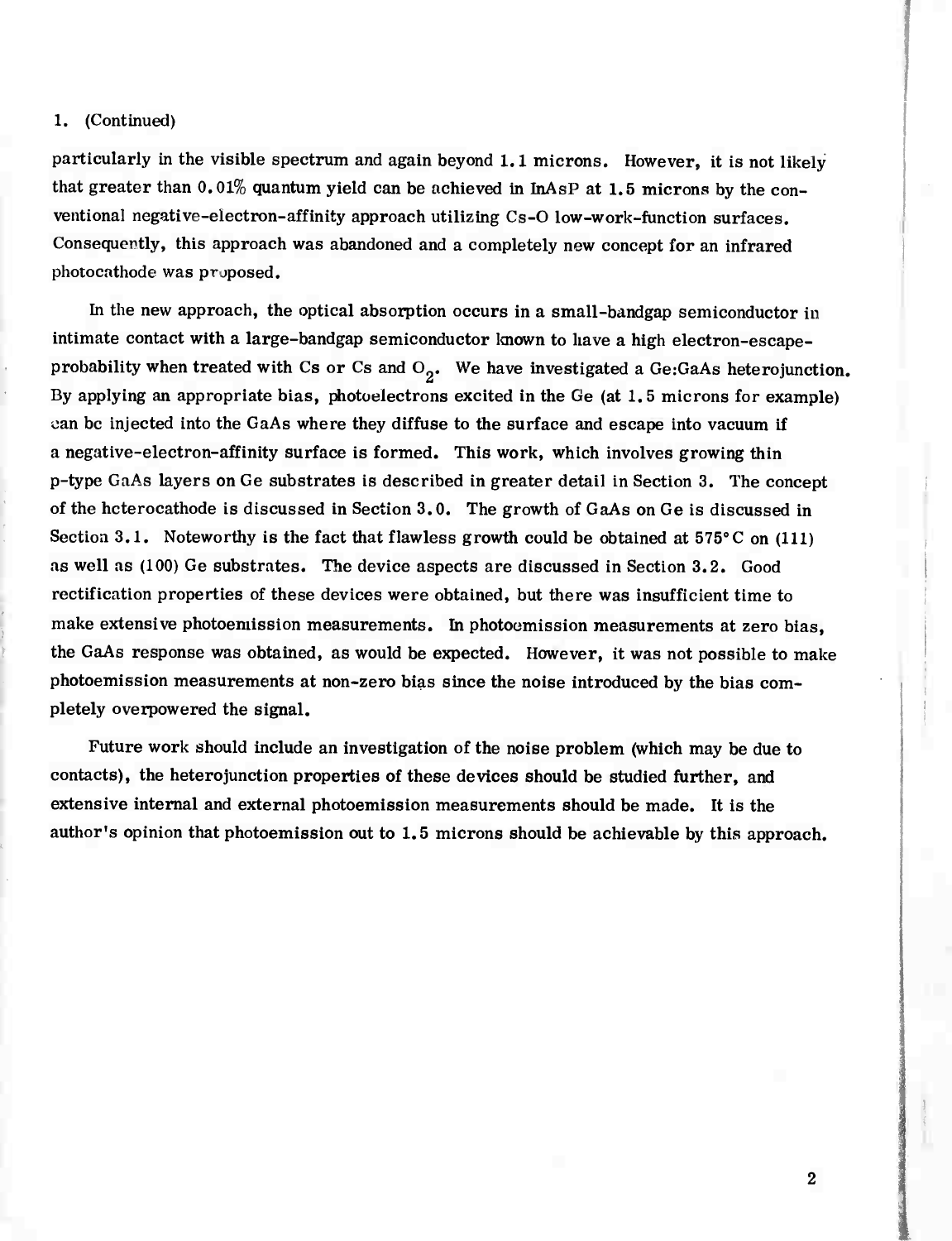1. (Continued)

particularly in the visible spectrum and again beyond 1.1 microns. However, it is not likely that greater than 0.01% quantum yield can be achieved in InAsP at 1.5 microns by the conventional negative-electron-affinity approach utilizing Cs-O low-work-function surfaces. Consequently, this approach was abandoned and a completely new concept for an infrared photocathode was proposed.

In the new approach, the optical absorption occurs in a small-bandgap semiconductor in intimate contact with a large-bandgap semiconductor known to have a high electron-escape-probability when treated with Cs or Cs and $O_2$. We have investigated a Ge:GaAs heterojunction. By applying an appropriate bias, photoelectrons excited in the Ge (at 1.5 microns for example) can be injected into the GaAs where they diffuse to the surface and escape into vacuum if a negative-electron-affinity surface is formed. This work, which involves growing thin p-type GaAs layers on Ge substrates is described in greater detail in Section 3. The concept of the heterocathode is discussed in Section 3.0. The growth of GaAs on Ge is discussed in Section 3.1. Noteworthy is the fact that flawless growth could be obtained at 575°C on (111) as well as (100) Ge substrates. The device aspects are discussed in Section 3.2. Good rectification properties of these devices were obtained, but there was insufficient time to make extensive photoemission measurements. In photoemission measurements at zero bias, the GaAs response was obtained, as would be expected. However, it was not possible to make photoemission measurements at non-zero bias since the noise introduced by the bias completely overpowered the signal.

Future work should include an investigation of the noise problem (which may be due to contacts), the heterojunction properties of these devices should be studied further, and extensive internal and external photoemission measurements should be made. It is the author's opinion that photoemission out to 1.5 microns should be achievable by this approach.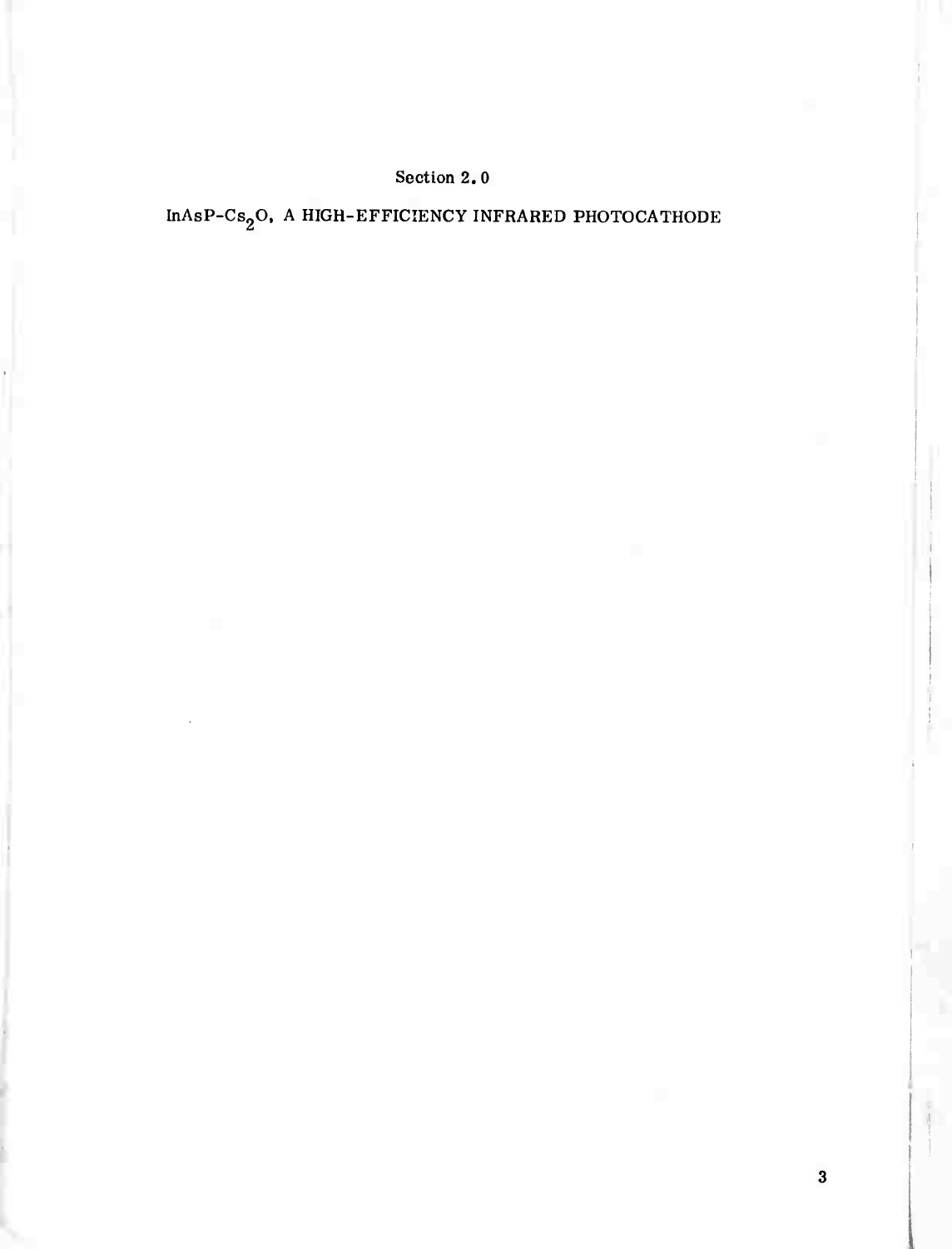# Section 2.0

## InAsP-$Cs_2O$, A HIGH-EFFICIENCY INFRARED PHOTOCATHODE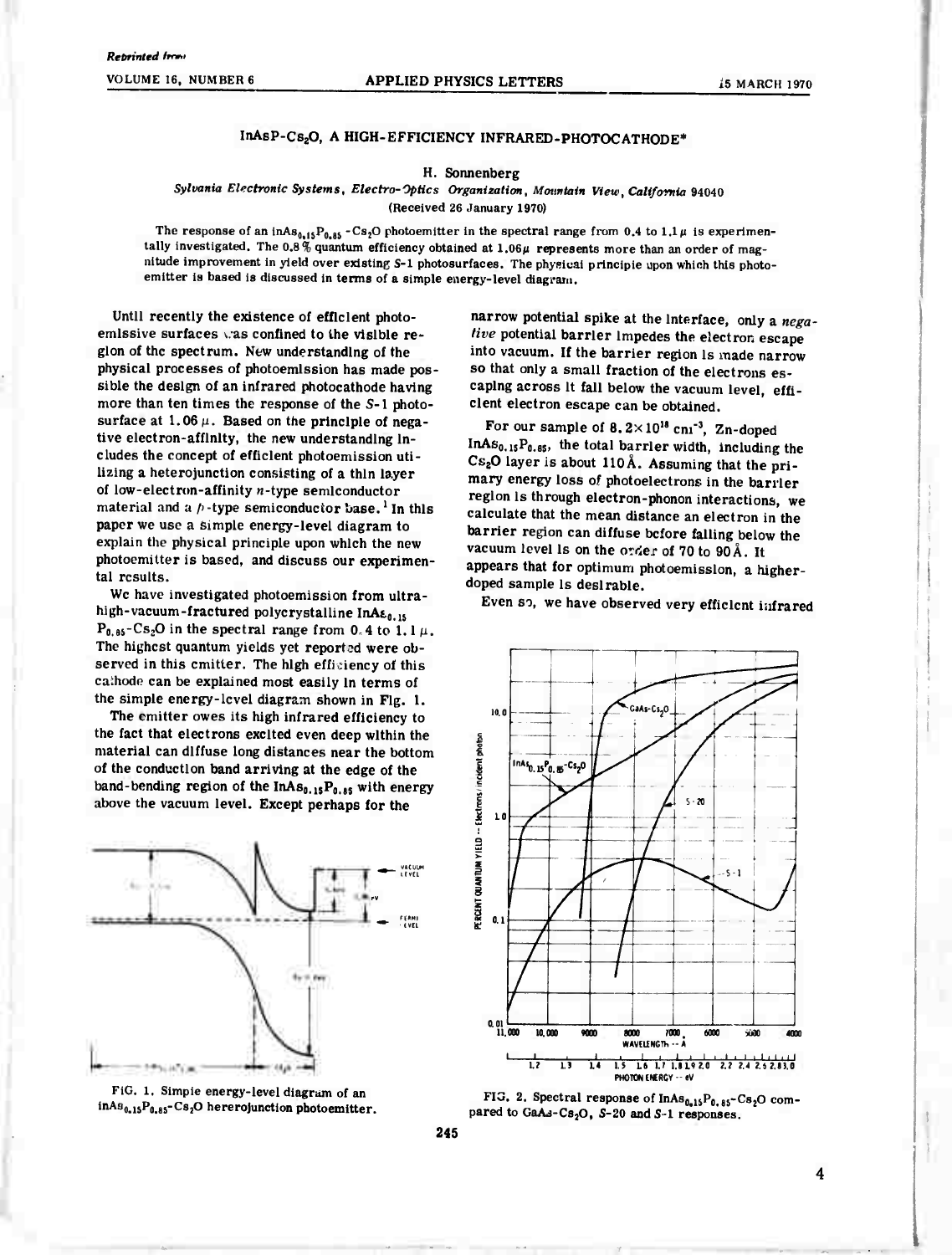*Reprinted from*

# $InAsP\text{-}Cs_2O$, A HIGH-EFFICIENCY INFRARED-PHOTOCATHODE*

H. Sonnenberg

*Sylvania Electronic Systems, Electro-Optics Organization, Mountain View, California 94040*

(Received 26 January 1970)

The response of an $InAs_{0.15}P_{0.85}\text{-}Cs_2O$ photoemitter in the spectral range from 0.4 to 1.1 $\mu$ is experimentally investigated. The 0.8% quantum efficiency obtained at 1.06 $\mu$ represents more than an order of magnitude improvement in yield over existing S-1 photosurfaces. The physical principle upon which this photoemitter is based is discussed in terms of a simple energy-level diagram.

Until recently the existence of efficient photoemissive surfaces was confined to the visible region of the spectrum. New understanding of the physical processes of photoemission has made possible the design of an infrared photocathode having more than ten times the response of the S-1 photosurface at 1.06 $\mu$. Based on the principle of negative electron-affinity, the new understanding includes the concept of efficient photoemission utilizing a heterojunction consisting of a thin layer of low-electron-affinity n-type semiconductor material and a p-type semiconductor base.[1] In this paper we use a simple energy-level diagram to explain the physical principle upon which the new photoemitter is based, and discuss our experimental results.

We have investigated photoemission from ultra-high-vacuum-fractured polycrystalline $InAs_{0.15}P_{0.85}\text{-}Cs_2O$ in the spectral range from 0.4 to 1.1 $\mu$. The highest quantum yields yet reported were observed in this emitter. The high efficiency of this cathode can be explained most easily in terms of the simple energy-level diagram shown in Fig. 1.

The emitter owes its high infrared efficiency to the fact that electrons excited even deep within the material can diffuse long distances near the bottom of the conduction band arriving at the edge of the band-bending region of the $InAs_{0.15}P_{0.85}$ with energy above the vacuum level. Except perhaps for the narrow potential spike at the interface, only a *negative* potential barrier impedes the electron escape into vacuum. If the barrier region is made narrow so that only a small fraction of the electrons escaping across it fall below the vacuum level, efficient electron escape can be obtained.

For our sample of $8.2\times10^{18}$ $cm^{-3}$, Zn-doped $InAs_{0.15}P_{0.85}$, the total barrier width, including the $Cs_2O$ layer is about 110 Å. Assuming that the primary energy loss of photoelectrons in the barrier region is through electron-phonon interactions, we calculate that the mean distance an electron in the barrier region can diffuse before falling below the vacuum level is on the order of 70 to 90 Å. It appears that for optimum photoemission, a higher-doped sample is desirable.

Even so, we have observed very efficient infrared

FIG. 1. Simple energy-level diagram of an $InAs_{0.15}P_{0.85}\text{-}Cs_2O$ heterojunction photoemitter.

FIG. 2. Spectral response of $InAs_{0.15}P_{0.85}\text{-}Cs_2O$ compared to $GaAs\text{-}Cs_2O$, S-20 and S-1 responses.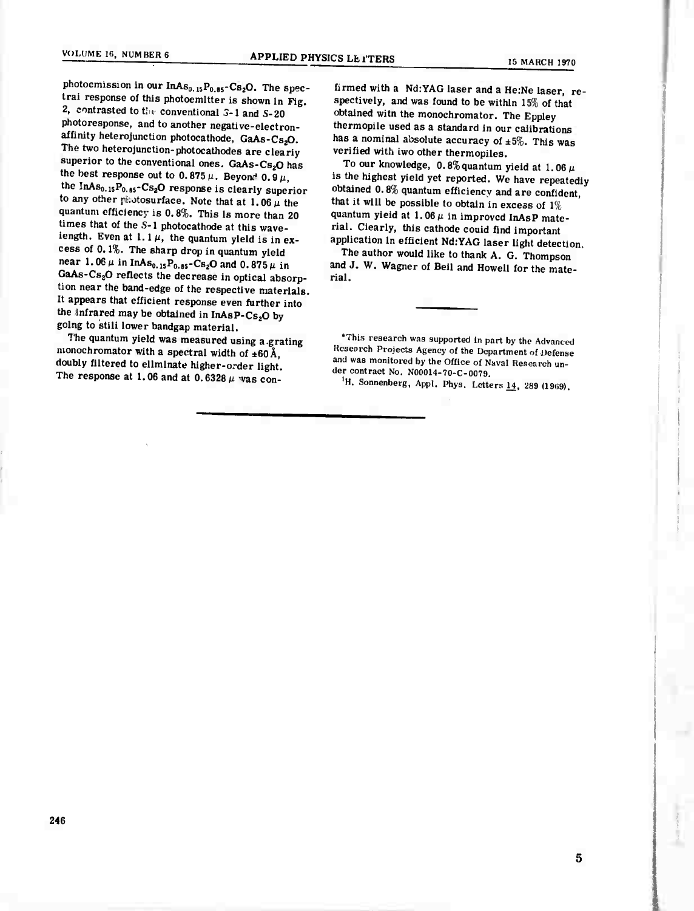photoemission in our $InAs_{0.15}P_{0.85}$-$Cs_2O$. The spectral response of this photoemitter is shown in Fig. 2, contrasted to the conventional S-1 and S-20 photoresponse, and to another negative-electron-affinity heterojunction photocathode, GaAs-$Cs_2O$. The two heterojunction-photocathodes are clearly superior to the conventional ones. GaAs-$Cs_2O$ has the best response out to 0.875 μ. Beyond 0.9 μ, the $InAs_{0.15}P_{0.85}$-$Cs_2O$ response is clearly superior to any other photosurface. Note that at 1.06 μ the quantum efficiency is 0.8%. This is more than 20 times that of the S-1 photocathode at this wavelength. Even at 1.1 μ, the quantum yield is in excess of 0.1%. The sharp drop in quantum yield near 1.06 μ in $InAs_{0.15}P_{0.85}$-$Cs_2O$ and 0.875 μ in GaAs-$Cs_2O$ reflects the decrease in optical absorption near the band-edge of the respective materials. It appears that efficient response even further into the infrared may be obtained in InAsP-$Cs_2O$ by going to still lower bandgap material.

The quantum yield was measured using a grating monochromator with a spectral width of ±60 Å, doubly filtered to eliminate higher-order light. The response at 1.06 and at 0.6328 μ was confirmed with a Nd:YAG laser and a He:Ne laser, respectively, and was found to be within 15% of that obtained with the monochromator. The Eppley thermopile used as a standard in our calibrations has a nominal absolute accuracy of ±5%. This was verified with two other thermopiles.

To our knowledge, 0.8% quantum yield at 1.06 μ is the highest yield yet reported. We have repeatedly obtained 0.8% quantum efficiency and are confident, that it will be possible to obtain in excess of 1% quantum yield at 1.06 μ in improved InAsP material. Clearly, this cathode could find important application in efficient Nd:YAG laser light detection.

The author would like to thank A. G. Thompson and J. W. Wagner of Bell and Howell for the material.

---

*This research was supported in part by the Advanced Research Projects Agency of the Department of Defense and was monitored by the Office of Naval Research under contract No. N00014-70-C-0079.

[1] H. Sonnenberg, Appl. Phys. Letters 14, 289 (1969).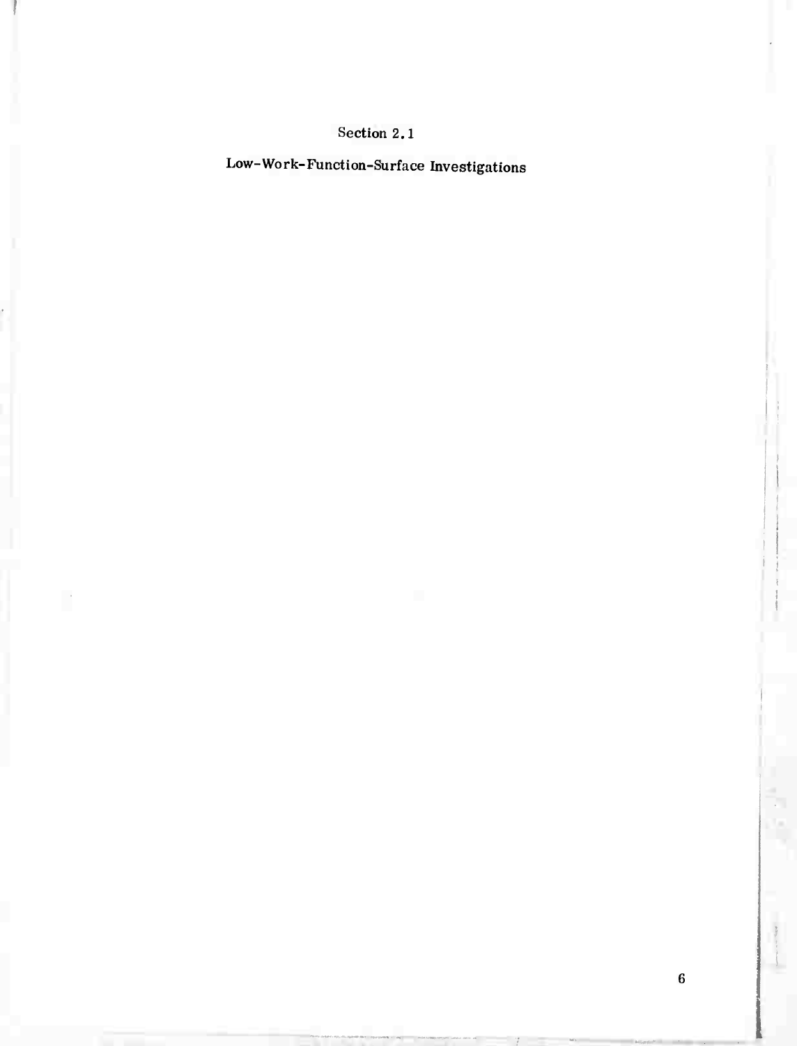# Section 2.1

## Low-Work-Function-Surface Investigations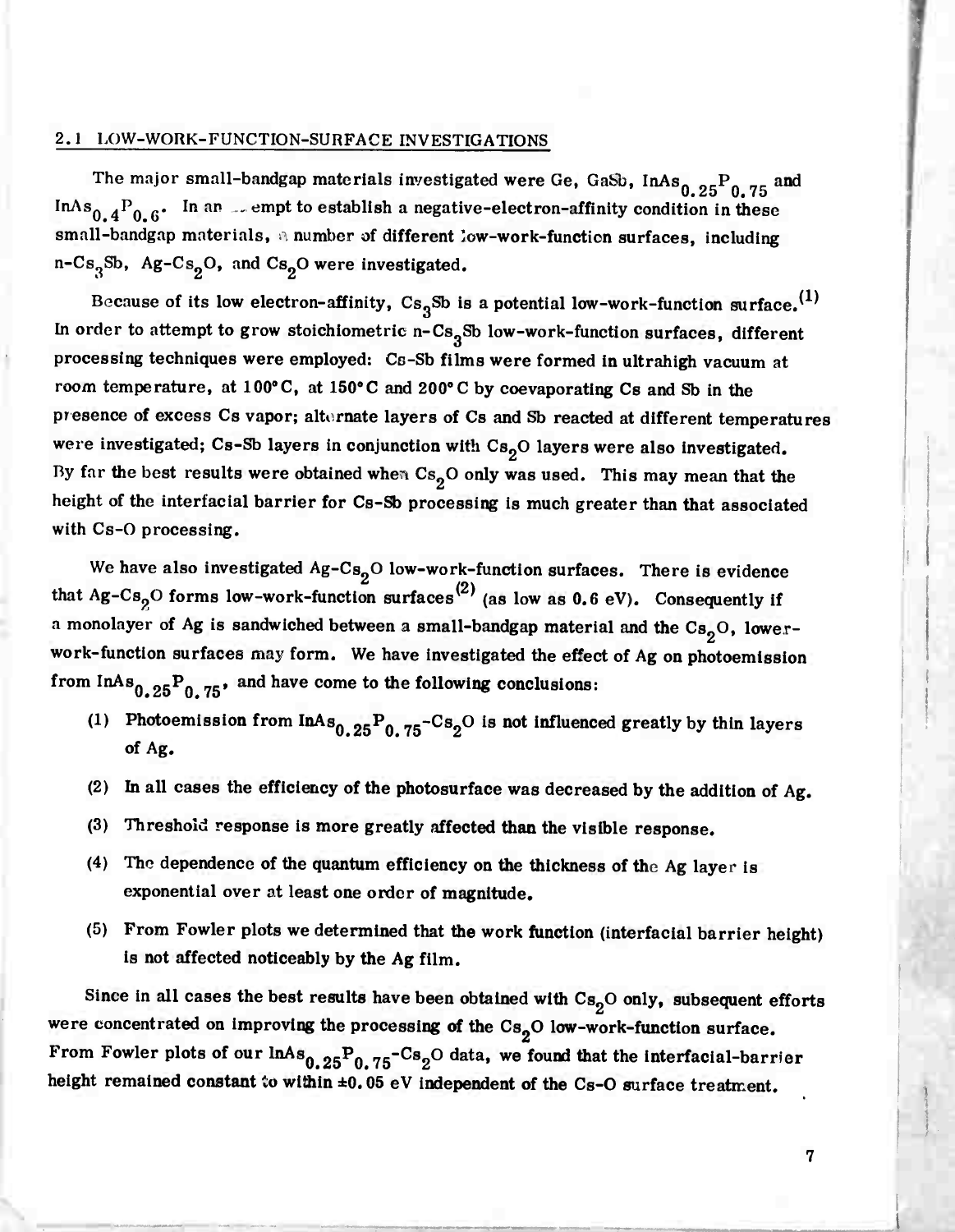## 2.1 LOW-WORK-FUNCTION-SURFACE INVESTIGATIONS

The major small-bandgap materials investigated were Ge, GaSb, $InAs_{0.25}P_{0.75}$ and $InAs_{0.4}P_{0.6}$. In an attempt to establish a negative-electron-affinity condition in these small-bandgap materials, a number of different low-work-function surfaces, including n-$Cs_3Sb$, Ag-$Cs_2O$, and $Cs_2O$ were investigated.

Because of its low electron-affinity, $Cs_3Sb$ is a potential low-work-function surface.(1) In order to attempt to grow stoichiometric n-$Cs_3Sb$ low-work-function surfaces, different processing techniques were employed: Cs-Sb films were formed in ultrahigh vacuum at room temperature, at 100°C, at 150°C and 200°C by coevaporating Cs and Sb in the presence of excess Cs vapor; alternate layers of Cs and Sb reacted at different temperatures were investigated; Cs-Sb layers in conjunction with $Cs_2O$ layers were also investigated. By far the best results were obtained when $Cs_2O$ only was used. This may mean that the height of the interfacial barrier for Cs-Sb processing is much greater than that associated with Cs-O processing.

We have also investigated Ag-$Cs_2O$ low-work-function surfaces. There is evidence that Ag-$Cs_2O$ forms low-work-function surfaces(2) (as low as 0.6 eV). Consequently if a monolayer of Ag is sandwiched between a small-bandgap material and the $Cs_2O$, lower-work-function surfaces may form. We have investigated the effect of Ag on photoemission from $InAs_{0.25}P_{0.75}$, and have come to the following conclusions:

(1) Photoemission from $InAs_{0.25}P_{0.75}$-$Cs_2O$ is not influenced greatly by thin layers of Ag.

(2) In all cases the efficiency of the photosurface was decreased by the addition of Ag.

(3) Threshold response is more greatly affected than the visible response.

(4) The dependence of the quantum efficiency on the thickness of the Ag layer is exponential over at least one order of magnitude.

(5) From Fowler plots we determined that the work function (interfacial barrier height) is not affected noticeably by the Ag film.

Since in all cases the best results have been obtained with $Cs_2O$ only, subsequent efforts were concentrated on improving the processing of the $Cs_2O$ low-work-function surface. From Fowler plots of our $InAs_{0.25}P_{0.75}$-$Cs_2O$ data, we found that the interfacial-barrier height remained constant to within ±0.05 eV independent of the Cs-O surface treatment.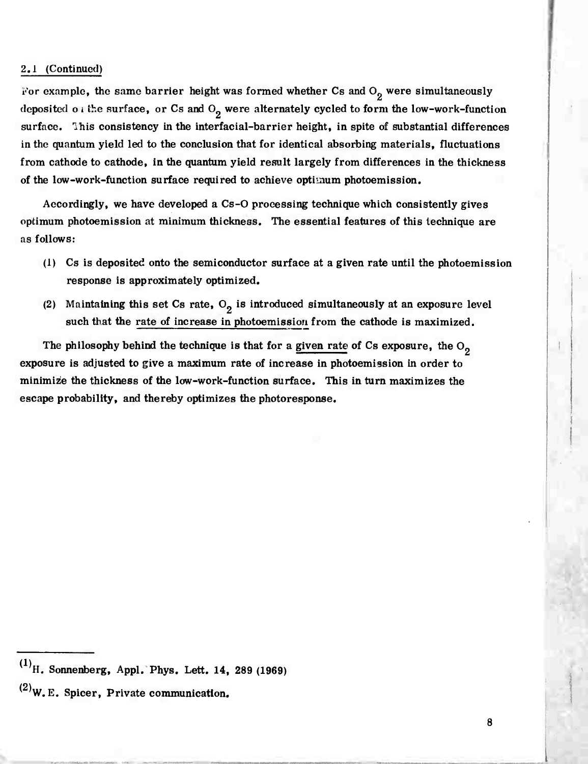## 2.1 (Continued)

For example, the same barrier height was formed whether Cs and $O_2$ were simultaneously deposited on the surface, or Cs and $O_2$ were alternately cycled to form the low-work-function surface. This consistency in the interfacial-barrier height, in spite of substantial differences in the quantum yield led to the conclusion that for identical absorbing materials, fluctuations from cathode to cathode, in the quantum yield result largely from differences in the thickness of the low-work-function surface required to achieve optimum photoemission.

Accordingly, we have developed a Cs-O processing technique which consistently gives optimum photoemission at minimum thickness. The essential features of this technique are as follows:

(1) Cs is deposited onto the semiconductor surface at a given rate until the photoemission response is approximately optimized.

(2) Maintaining this set Cs rate, $O_2$ is introduced simultaneously at an exposure level such that the rate of increase in photoemission from the cathode is maximized.

The philosophy behind the technique is that for a given rate of Cs exposure, the $O_2$ exposure is adjusted to give a maximum rate of increase in photoemission in order to minimize the thickness of the low-work-function surface. This in turn maximizes the escape probability, and thereby optimizes the photoresponse.

---

[1] H. Sonnenberg, Appl. Phys. Lett. 14, 289 (1969)

[2] W. E. Spicer, Private communication.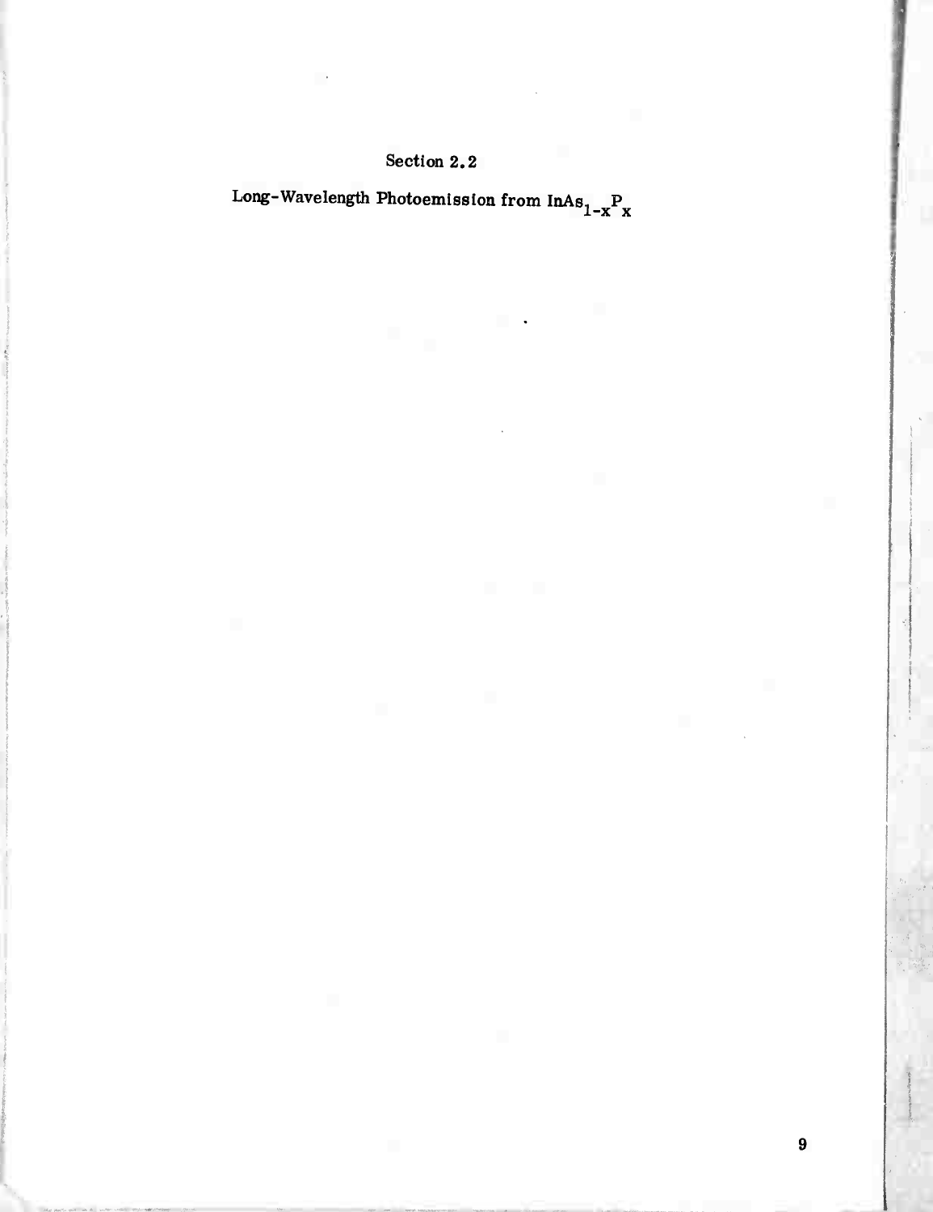## Section 2.2

## Long-Wavelength Photoemission from $InAs_{1-x}P_x$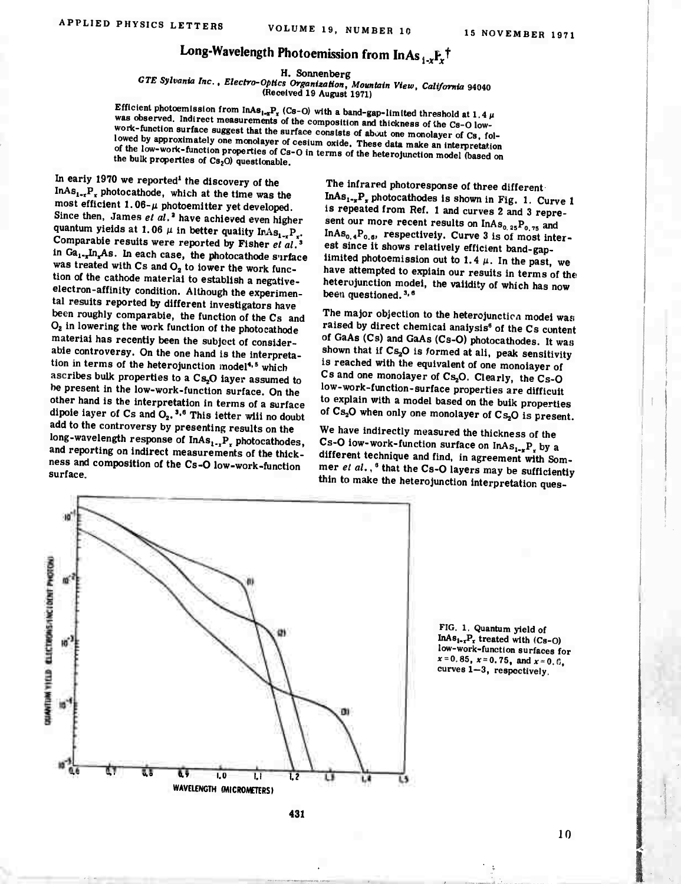# Long-Wavelength Photoemission from $InAs_{1-x}P_x$†

H. Sonnenberg

*GTE Sylvania Inc., Electro-Optics Organization, Mountain View, California 94040*
(Received 19 August 1971)

Efficient photoemission from $InAs_{1-x}P_x$ (Cs-O) with a band-gap-limited threshold at 1.4 μ was observed. Indirect measurements of the composition and thickness of the Cs-O low-work-function surface suggest that the surface consists of about one monolayer of Cs, followed by approximately one monolayer of cesium oxide. These data make an interpretation of the low-work-function properties of Cs-O in terms of the heterojunction model (based on the bulk properties of $Cs_2O$) questionable.

In early 1970 we reported[1] the discovery of the $InAs_{1-x}P_x$ photocathode, which at the time was the most efficient 1.06-μ photoemitter yet developed. Since then, James *et al.*[2] have achieved even higher quantum yields at 1.06 μ in better quality $InAs_{1-x}P_x$. Comparable results were reported by Fisher *et al.*[3] in $Ga_{1-x}In_xAs$. In each case, the photocathode surface was treated with Cs and $O_2$ to lower the work function of the cathode material to establish a negative-electron-affinity condition. Although the experimental results reported by different investigators have been roughly comparable, the function of the Cs and $O_2$ in lowering the work function of the photocathode material has recently been the subject of considerable controversy. On the one hand is the interpretation in terms of the heterojunction model[4,5] which ascribes bulk properties to a $Cs_2O$ layer assumed to be present in the low-work-function surface. On the other hand is the interpretation in terms of a surface dipole layer of Cs and $O_2$.[3,6] This letter will no doubt add to the controversy by presenting results on the long-wavelength response of $InAs_{1-x}P_x$ photocathodes, and reporting on indirect measurements of the thickness and composition of the Cs-O low-work-function surface.

The infrared photoresponse of three different $InAs_{1-x}P_x$ photocathodes is shown in Fig. 1. Curve 1 is repeated from Ref. 1 and curves 2 and 3 represent our more recent results on $InAs_{0.25}P_{0.75}$ and $InAs_{0.4}P_{0.6}$, respectively. Curve 3 is of most interest since it shows relatively efficient band-gap-limited photoemission out to 1.4 μ. In the past, we have attempted to explain our results in terms of the heterojunction model, the validity of which has now been questioned.[3,6]

The major objection to the heterojunction model was raised by direct chemical analysis[6] of the Cs content of GaAs (Cs) and GaAs (Cs-O) photocathodes. It was shown that if $Cs_2O$ is formed at all, peak sensitivity is reached with the equivalent of one monolayer of Cs and one monolayer of $Cs_2O$. Clearly, the Cs-O low-work-function-surface properties are difficult to explain with a model based on the bulk properties of $Cs_2O$ when only one monolayer of $Cs_2O$ is present.

We have indirectly measured the thickness of the Cs-O low-work-function surface on $InAs_{1-x}P_x$ by a different technique and find, in agreement with Sommer *et al.*,[6] that the Cs-O layers may be sufficiently thin to make the heterojunction interpretation ques-

FIG. 1. Quantum yield of $InAs_{1-x}P_x$ treated with (Cs-O) low-work-function surfaces for $x = 0.85$, $x = 0.75$, and $x = 0.6$, curves 1–3, respectively.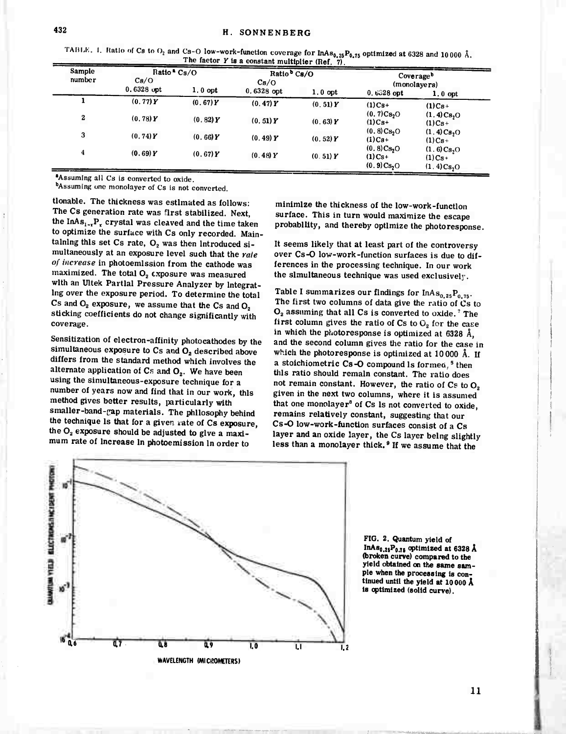TABLE. I. Ratio of Cs to $O_2$ and Cs-O low-work-function coverage for $InAs_{0.25}P_{0.75}$ optimized at 6328 and 10 000 Å. The factor $Y$ is a constant multiplier (Ref. 7).

| Sample number | Ratio[a] Cs/O | | Ratio[b] Cs/O | | Coverage[b] (monolayers) | |
|---|---|---|---|---|---|---|
| | Cs/O 0.6328 opt | 1.0 opt | Cs/O 0.6328 opt | 1.0 opt | 0.6328 opt | 1.0 opt |
| 1 | $(0.77)Y$ | $(0.67)Y$ | $(0.47)Y$ | $(0.51)Y$ | (1)Cs+ (0.7)$Cs_2O$ | (1)Cs+ (1.4)$Cs_2O$ |
| 2 | $(0.78)Y$ | $(0.82)Y$ | $(0.51)Y$ | $(0.63)Y$ | (1)Cs+ (0.8)$Cs_2O$ | (1)Cs+ (1.4)$Cs_2O$ |
| 3 | $(0.74)Y$ | $(0.66)Y$ | $(0.49)Y$ | $(0.52)Y$ | (1)Cs+ (0.8)$Cs_2O$ | (1)Cs+ (1.6)$Cs_2O$ |
| 4 | $(0.69)Y$ | $(0.67)Y$ | $(0.48)Y$ | $(0.51)Y$ | (1)Cs+ (0.9)$Cs_2O$ | (1)Cs+ (1.4)$Cs_2O$ |

[a]Assuming all Cs is converted to oxide.
[b]Assuming one monolayer of Cs is not converted.

tionable. The thickness was estimated as follows: The Cs generation rate was first stabilized. Next, the $InAs_{1-x}P_x$ crystal was cleaved and the time taken to optimize the surface with Cs only recorded. Maintaining this set Cs rate, $O_2$ was then introduced simultaneously at an exposure level such that the *rate of increase* in photoemission from the cathode was maximized. The total $O_2$ exposure was measured with an Ultek Partial Pressure Analyzer by integrating over the exposure period. To determine the total Cs and $O_2$ exposure, we assume that the Cs and $O_2$ sticking coefficients do not change significantly with coverage.

Sensitization of electron-affinity photocathodes by the simultaneous exposure to Cs and $O_2$ described above differs from the standard method which involves the alternate application of Cs and $O_2$. We have been using the simultaneous-exposure technique for a number of years now and find that in our work, this method gives better results, particularly with smaller-band-gap materials. The philosophy behind the technique is that for a given rate of Cs exposure, the $O_2$ exposure should be adjusted to give a maximum rate of increase in photoemission in order to minimize the thickness of the low-work-function surface. This in turn would maximize the escape probability, and thereby optimize the photoresponse.

It seems likely that at least part of the controversy over Cs-O low-work-function surfaces is due to differences in the processing technique. In our work the simultaneous technique was used exclusively.

Table I summarizes our findings for $InAs_{0.25}P_{0.75}$. The first two columns of data give the ratio of Cs to $O_2$ assuming that all Cs is converted to oxide.[7] The first column gives the ratio of Cs to $O_2$ for the case in which the photoresponse is optimized at 6328 Å, and the second column gives the ratio for the case in which the photoresponse is optimized at 10 000 Å. If a stoichiometric Cs-O compound is formed,[5] then this ratio should remain constant. The ratio does not remain constant. However, the ratio of Cs to $O_2$ given in the next two columns, where it is assumed that one monolayer[8] of Cs is not converted to oxide, remains relatively constant, suggesting that our Cs-O low-work-function surfaces consist of a Cs layer and an oxide layer, the Cs layer being slightly less than a monolayer thick.[9] If we assume that the

FIG. 2. Quantum yield of $InAs_{0.25}P_{0.75}$ optimized at 6328 Å (broken curve) compared to the yield obtained on the same sample when the processing is continued until the yield at 10 000 Å is optimized (solid curve).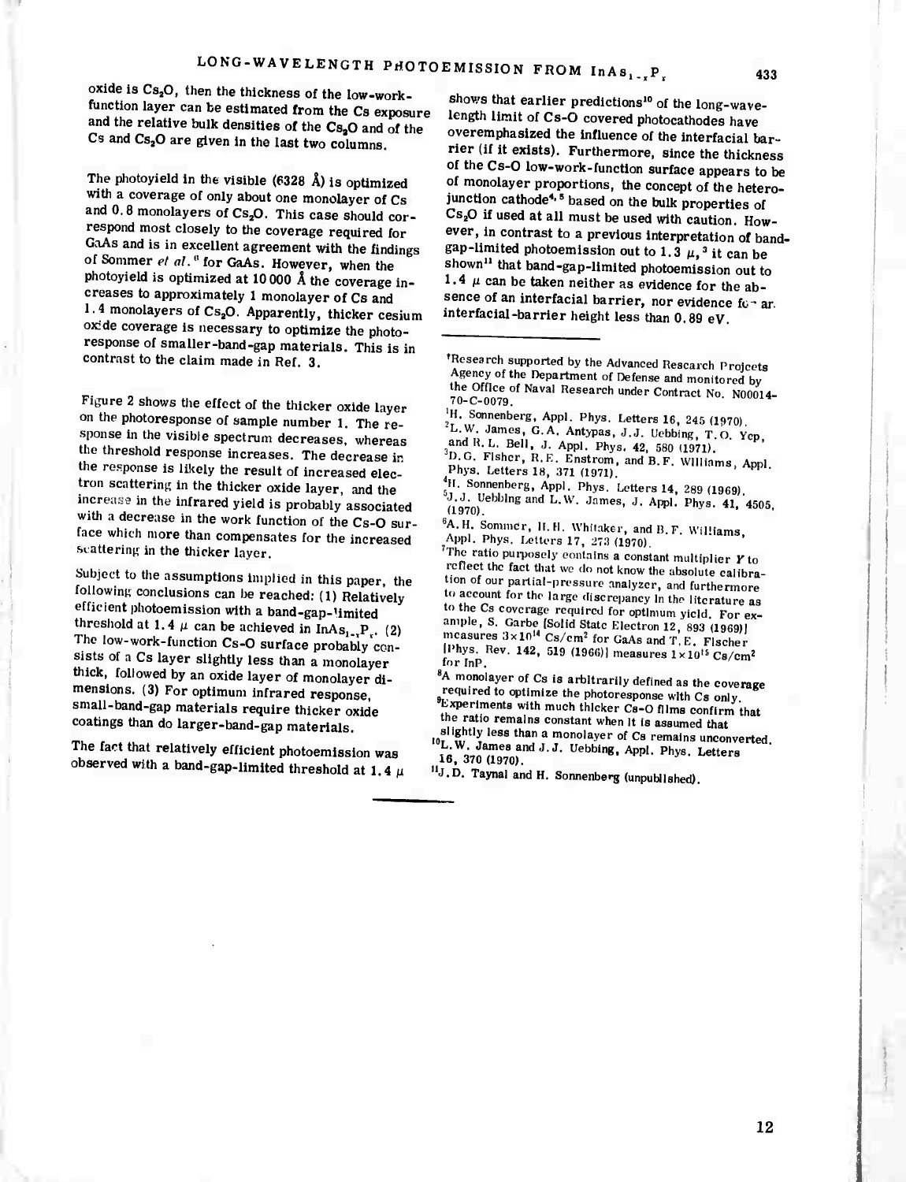oxide is $Cs_2O$, then the thickness of the low-work-function layer can be estimated from the Cs exposure and the relative bulk densities of the $Cs_2O$ and of the Cs and $Cs_2O$ are given in the last two columns.

The photoyield in the visible (6328 Å) is optimized with a coverage of only about one monolayer of Cs and 0.8 monolayers of $Cs_2O$. This case should correspond most closely to the coverage required for GaAs and is in excellent agreement with the findings of Sommer *et al.*[6] for GaAs. However, when the photoyield is optimized at 10 000 Å the coverage increases to approximately 1 monolayer of Cs and 1.4 monolayers of $Cs_2O$. Apparently, thicker cesium oxide coverage is necessary to optimize the photoresponse of smaller-band-gap materials. This is in contrast to the claim made in Ref. 3.

Figure 2 shows the effect of the thicker oxide layer on the photoresponse of sample number 1. The response in the visible spectrum decreases, whereas the threshold response increases. The decrease in the response is likely the result of increased electron scattering in the thicker oxide layer, and the increase in the infrared yield is probably associated with a decrease in the work function of the Cs-O surface which more than compensates for the increased scattering in the thicker layer.

Subject to the assumptions implied in this paper, the following conclusions can be reached: (1) Relatively efficient photoemission with a band-gap-limited threshold at 1.4 μ can be achieved in $InAs_{1-x}P_x$. (2) The low-work-function Cs-O surface probably consists of a Cs layer slightly less than a monolayer thick, followed by an oxide layer of monolayer dimensions. (3) For optimum infrared response, small-band-gap materials require thicker oxide coatings than do larger-band-gap materials.

The fact that relatively efficient photoemission was observed with a band-gap-limited threshold at 1.4 μ shows that earlier predictions[10] of the long-wavelength limit of Cs-O covered photocathodes have overemphasized the influence of the interfacial barrier (if it exists). Furthermore, since the thickness of the Cs-O low-work-function surface appears to be of monolayer proportions, the concept of the heterojunction cathode[4,5] based on the bulk properties of $Cs_2O$ if used at all must be used with caution. However, in contrast to a previous interpretation of band-gap-limited photoemission out to 1.3 μ,[3] it can be shown[11] that band-gap-limited photoemission out to 1.4 μ can be taken neither as evidence for the absence of an interfacial barrier, nor evidence for an interfacial-barrier height less than 0.89 eV.

---

†Research supported by the Advanced Research Projects Agency of the Department of Defense and monitored by the Office of Naval Research under Contract No. N00014-70-C-0079.

[1]H. Sonnenberg, Appl. Phys. Letters 16, 245 (1970).

[2]L.W. James, G.A. Antypas, J.J. Uebbing, T.O. Yep, and R.L. Bell, J. Appl. Phys. 42, 580 (1971).

[3]D.G. Fisher, R.E. Enstrom, and B.F. Williams, Appl. Phys. Letters 18, 371 (1971).

[4]H. Sonnenberg, Appl. Phys. Letters 14, 289 (1969).

[5]J.J. Uebbing and L.W. James, J. Appl. Phys. 41, 4505, (1970).

[6]A.H. Sommer, H.H. Whitaker, and B.F. Williams, Appl. Phys. Letters 17, 273 (1970).

[7]The ratio purposely contains a constant multiplier *Y* to reflect the fact that we do not know the absolute calibration of our partial-pressure analyzer, and furthermore to account for the large discrepancy in the literature as to the Cs coverage required for optimum yield. For example, S. Garbe [Solid State Electron 12, 893 (1969)] measures $3\times10^{14}$ Cs/cm$^2$ for GaAs and T.E. Fischer [Phys. Rev. 142, 519 (1966)] measures $1\times10^{15}$ Cs/cm$^2$ for InP.

[8]A monolayer of Cs is arbitrarily defined as the coverage required to optimize the photoresponse with Cs only.

[9]Experiments with much thicker Cs-O films confirm that the ratio remains constant when it is assumed that slightly less than a monolayer of Cs remains unconverted.

[10]L.W. James and J.J. Uebbing, Appl. Phys. Letters 16, 370 (1970).

[11]J.D. Taynal and H. Sonnenberg (unpublished).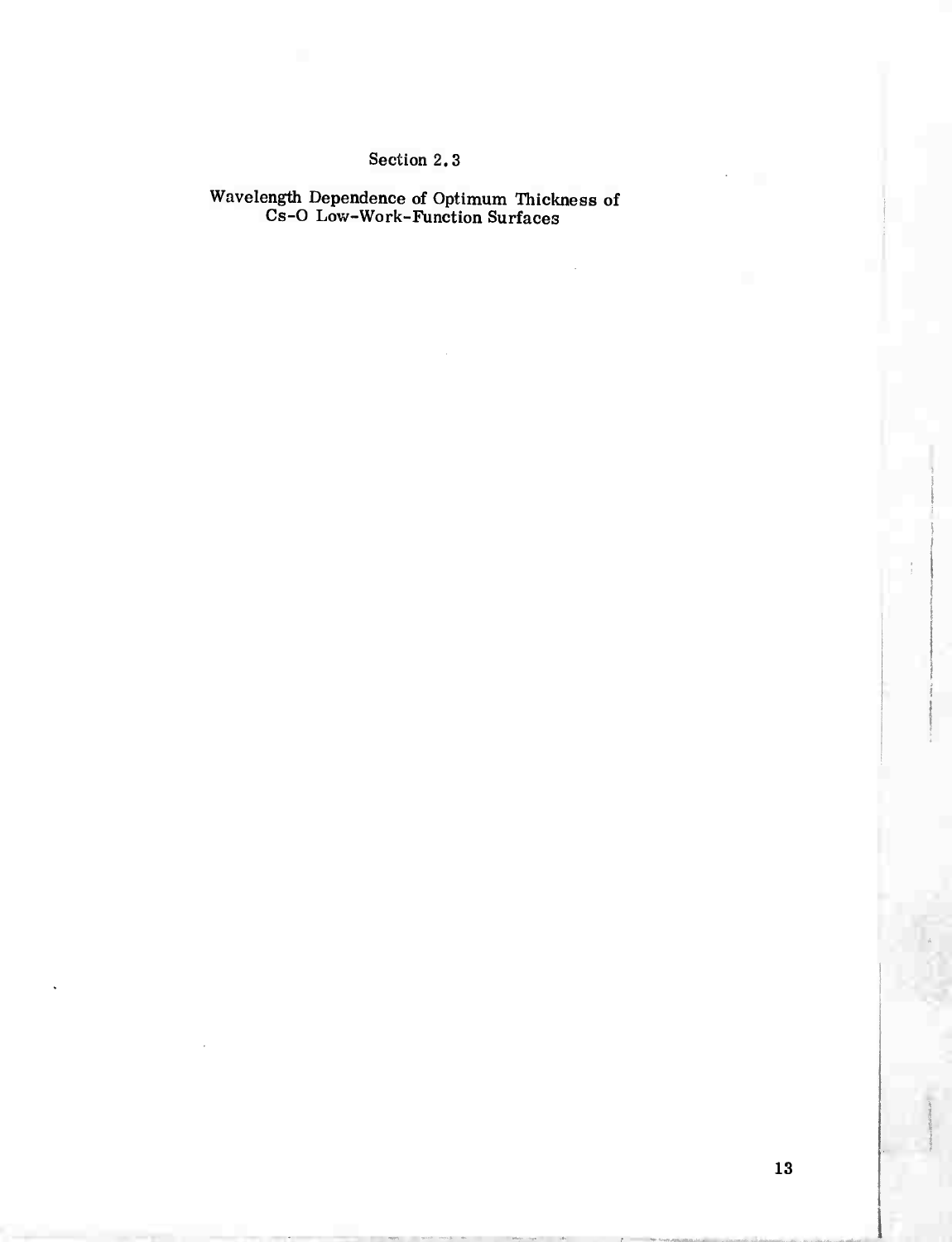## Section 2.3

## Wavelength Dependence of Optimum Thickness of Cs-O Low-Work-Function Surfaces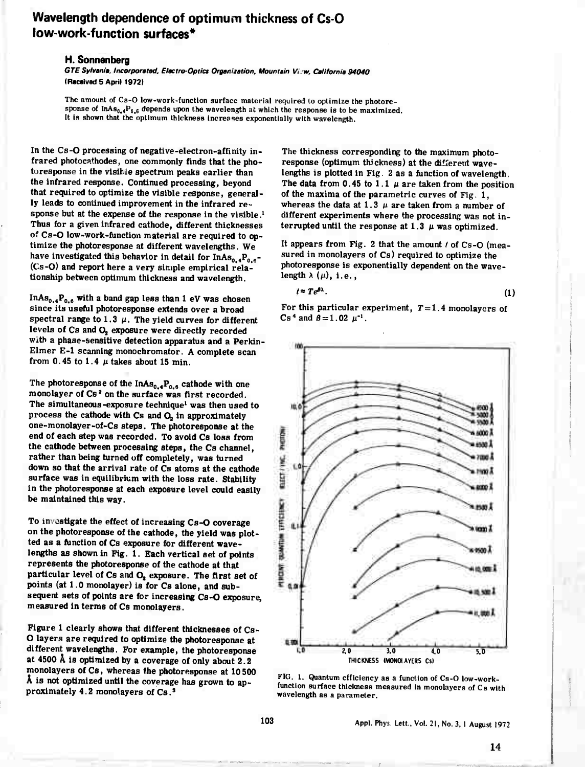# Wavelength dependence of optimum thickness of Cs-O low-work-function surfaces*

**H. Sonnenberg**

*GTE Sylvania, Incorporated, Electro-Optics Organization, Mountain View, California 94040*
(Received 5 April 1972)

The amount of Cs-O low-work-function surface material required to optimize the photoresponse of $InAs_{0.4}P_{0.6}$ depends upon the wavelength at which the response is to be maximized. It is shown that the optimum thickness increases exponentially with wavelength.

In the Cs-O processing of negative-electron-affinity infrared photocathodes, one commonly finds that the photoresponse in the visible spectrum peaks earlier than the infrared response. Continued processing, beyond that required to optimize the visible response, generally leads to continued improvement in the infrared response but at the expense of the response in the visible.[1] Thus for a given infrared cathode, different thicknesses of Cs-O low-work-function material are required to optimize the photoresponse at different wavelengths. We have investigated this behavior in detail for $InAs_{0.4}P_{0.6}$-(Cs-O) and report here a very simple empirical relationship between optimum thickness and wavelength.

$InAs_{0.4}P_{0.6}$ with a band gap less than 1 eV was chosen since its useful photoresponse extends over a broad spectral range to 1.3 μ. The yield curves for different levels of Cs and $O_2$ exposure were directly recorded with a phase-sensitive detection apparatus and a Perkin-Elmer E-1 scanning monochromator. A complete scan from 0.45 to 1.4 μ takes about 15 min.

The photoresponse of the $InAs_{0.4}P_{0.6}$ cathode with one monolayer of Cs[2] on the surface was first recorded. The simultaneous-exposure technique[1] was then used to process the cathode with Cs and $O_2$ in approximately one-monolayer-of-Cs steps. The photoresponse at the end of each step was recorded. To avoid Cs loss from the cathode between processing steps, the Cs channel, rather than being turned off completely, was turned down so that the arrival rate of Cs atoms at the cathode surface was in equilibrium with the loss rate. Stability in the photoresponse at each exposure level could easily be maintained this way.

To investigate the effect of increasing Cs-O coverage on the photoresponse of the cathode, the yield was plotted as a function of Cs exposure for different wavelengths as shown in Fig. 1. Each vertical set of points represents the photoresponse of the cathode at that particular level of Cs and $O_2$ exposure. The first set of points (at 1.0 monolayer) is for Cs alone, and subsequent sets of points are for increasing Cs-O exposure, measured in terms of Cs monolayers.

Figure 1 clearly shows that different thicknesses of Cs-O layers are required to optimize the photoresponse at different wavelengths. For example, the photoresponse at 4500 Å is optimized by a coverage of only about 2.2 monolayers of Cs, whereas the photoresponse at 10 500 Å is not optimized until the coverage has grown to approximately 4.2 monolayers of Cs.[3]

The thickness corresponding to the maximum photoresponse (optimum thickness) at the different wavelengths is plotted in Fig. 2 as a function of wavelength. The data from 0.45 to 1.1 μ are taken from the position of the maxima of the parametric curves of Fig. 1, whereas the data at 1.3 μ are taken from a number of different experiments where the processing was not interrupted until the response at 1.3 μ was optimized.

It appears from Fig. 2 that the amount $t$ of Cs-O (measured in monolayers of Cs) required to optimize the photoresponse is exponentially dependent on the wavelength $\lambda$ (μ), i.e.,

$$t \approx T e^{\beta\lambda}. \tag{1}$$

For this particular experiment, $T = 1.4$ monolayers of Cs[4] and $\beta = 1.02\ \mu^{-1}$.

FIG. 1. Quantum efficiency as a function of Cs-O low-work-function surface thickness measured in monolayers of Cs with wavelength as a parameter.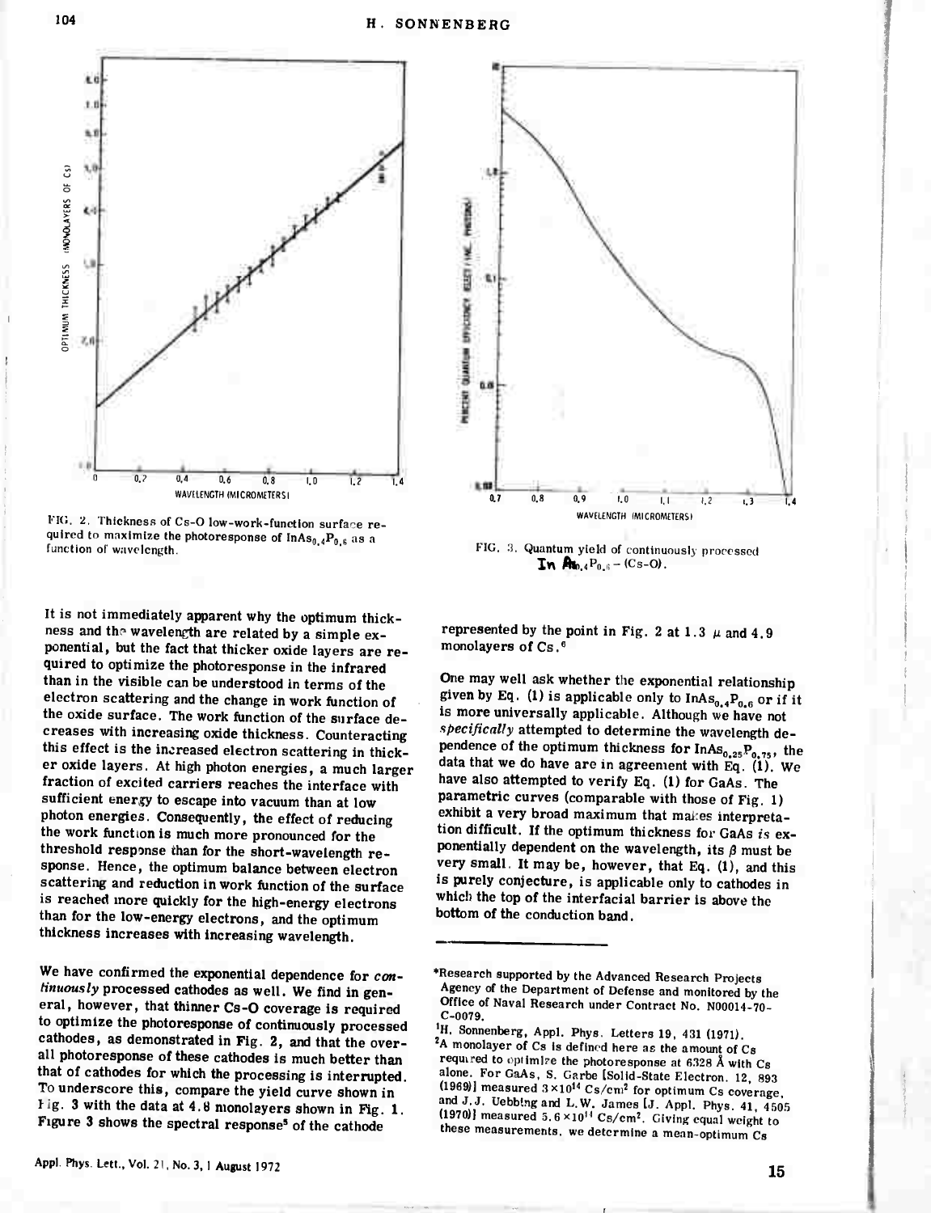FIG. 2. Thickness of Cs-O low-work-function surface required to maximize the photoresponse of $InAs_{0.4}P_{0.6}$ as a function of wavelength.

FIG. 3. Quantum yield of continuously processed $InAs_{0.4}P_{0.6}$ – (Cs-O).

It is not immediately apparent why the optimum thickness and the wavelength are related by a simple exponential, but the fact that thicker oxide layers are required to optimize the photoresponse in the infrared than in the visible can be understood in terms of the electron scattering and the change in work function of the oxide surface. The work function of the surface decreases with increasing oxide thickness. Counteracting this effect is the increased electron scattering in thicker oxide layers. At high photon energies, a much larger fraction of excited carriers reaches the interface with sufficient energy to escape into vacuum than at low photon energies. Consequently, the effect of reducing the work function is much more pronounced for the threshold response than for the short-wavelength response. Hence, the optimum balance between electron scattering and reduction in work function of the surface is reached more quickly for the high-energy electrons than for the low-energy electrons, and the optimum thickness increases with increasing wavelength.

We have confirmed the exponential dependence for *continuously* processed cathodes as well. We find in general, however, that thinner Cs-O coverage is required to optimize the photoresponse of continuously processed cathodes, as demonstrated in Fig. 2, and that the overall photoresponse of these cathodes is much better than that of cathodes for which the processing is interrupted. To underscore this, compare the yield curve shown in Fig. 3 with the data at 4.8 monolayers shown in Fig. 1. Figure 3 shows the spectral response[5] of the cathode represented by the point in Fig. 2 at 1.3 $\mu$ and 4.9 monolayers of Cs.[6]

One may well ask whether the exponential relationship given by Eq. (1) is applicable only to $InAs_{0.4}P_{0.6}$ or if it is more universally applicable. Although we have not *specifically* attempted to determine the wavelength dependence of the optimum thickness for $InAs_{0.25}P_{0.75}$, the data that we do have are in agreement with Eq. (1). We have also attempted to verify Eq. (1) for GaAs. The parametric curves (comparable with those of Fig. 1) exhibit a very broad maximum that makes interpretation difficult. If the optimum thickness for GaAs *is* exponentially dependent on the wavelength, its $\beta$ must be very small. It may be, however, that Eq. (1), and this is purely conjecture, is applicable only to cathodes in which the top of the interfacial barrier is above the bottom of the conduction band.

---

*Research supported by the Advanced Research Projects Agency of the Department of Defense and monitored by the Office of Naval Research under Contract No. N00014-70-C-0079.

[1]H. Sonnenberg, Appl. Phys. Letters 19, 431 (1971).

[2]A monolayer of Cs is defined here as the amount of Cs required to optimize the photoresponse at 6328 Å with Cs alone. For GaAs, S. Garbe [Solid-State Electron. 12, 893 (1969)] measured $3\times10^{14}$ Cs/cm$^2$ for optimum Cs coverage, and J.J. Uebbing and L.W. James [J. Appl. Phys. 41, 4505 (1970)] measured $5.6\times10^{14}$ Cs/cm$^2$. Giving equal weight to these measurements, we determine a mean-optimum Cs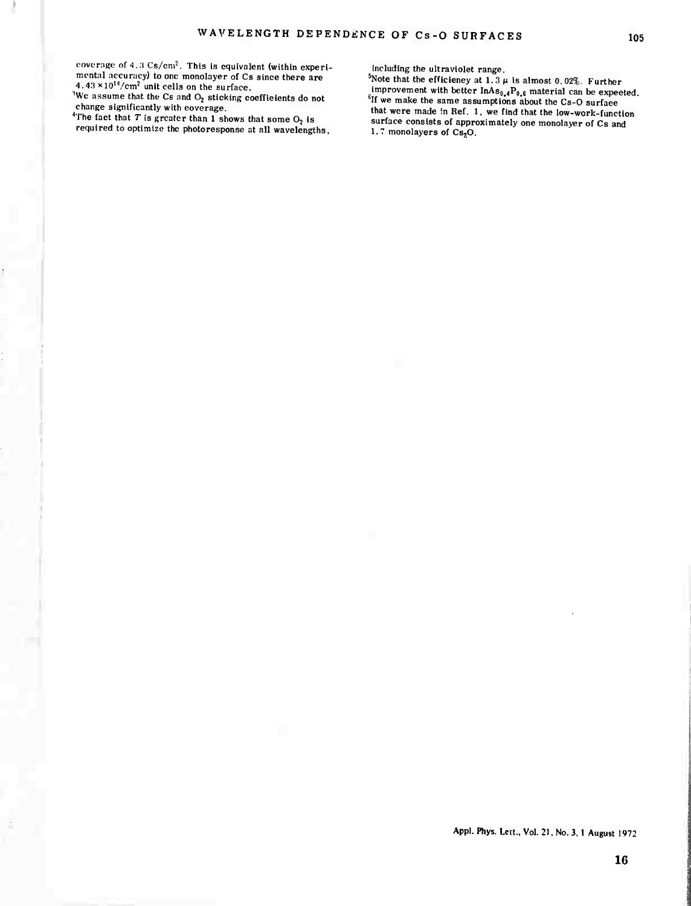coverage of 4.3 Cs/cm$^2$. This is equivalent (within experimental accuracy) to one monolayer of Cs since there are $4.43 \times 10^{14}$/cm$^2$ unit cells on the surface.

[3]We assume that the Cs and $O_2$ sticking coefficients do not change significantly with coverage.

[4]The fact that $T$ is greater than 1 shows that some $O_2$ is required to optimize the photoresponse at all wavelengths, including the ultraviolet range.

[5]Note that the efficiency at 1.3 μ is almost 0.02%. Further improvement with better $InAs_{0.4}P_{0.6}$ material can be expected.

[6]If we make the same assumptions about the Cs-O surface that were made in Ref. 1, we find that the low-work-function surface consists of approximately one monolayer of Cs and 1.7 monolayers of $Cs_2O$.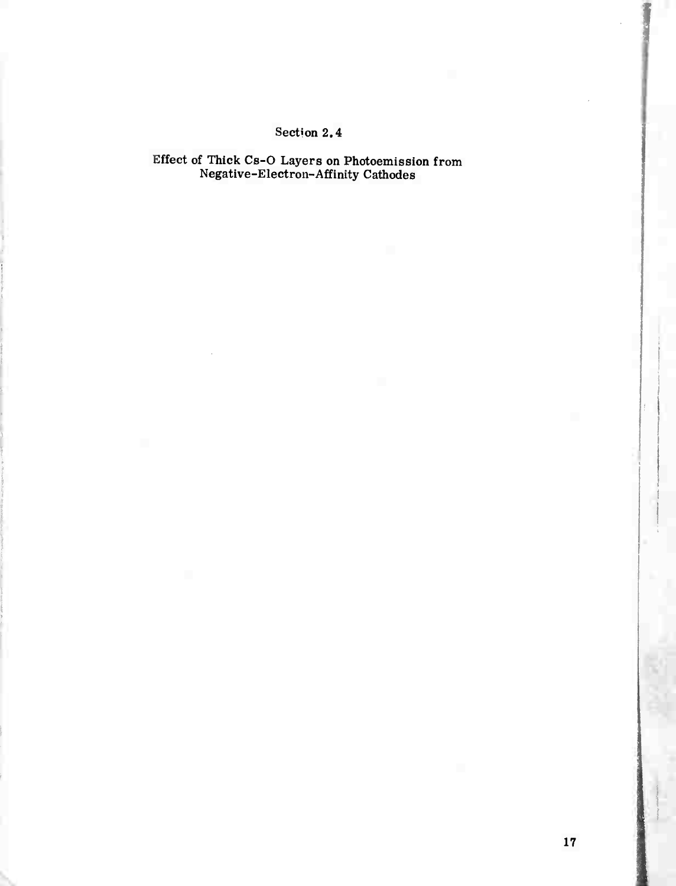## Section 2.4

### Effect of Thick Cs-O Layers on Photoemission from Negative-Electron-Affinity Cathodes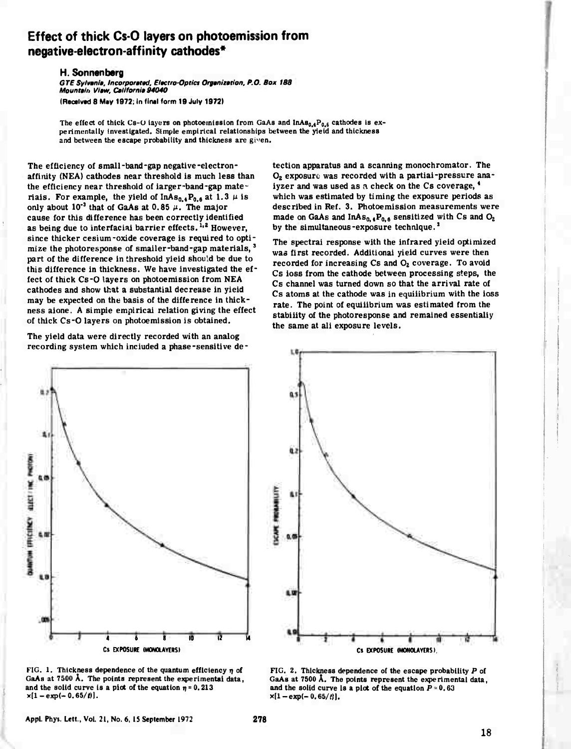# Effect of thick Cs-O layers on photoemission from negative-electron-affinity cathodes*

**H. Sonnenberg**

*GTE Sylvania, Incorporated, Electro-Optics Organization, P.O. Box 188 Mountain View, California 94040*

(Received 8 May 1972; in final form 19 July 1972)

The effect of thick Cs-O layers on photoemission from GaAs and $InAs_{0.4}P_{0.6}$ cathodes is experimentally investigated. Simple empirical relationships between the yield and thickness and between the escape probability and thickness are given.

The efficiency of small-band-gap negative-electron-affinity (NEA) cathodes near threshold is much less than the efficiency near threshold of larger-band-gap materials. For example, the yield of $InAs_{0.4}P_{0.6}$ at 1.3 μ is only about $10^{-3}$ that of GaAs at 0.85 μ. The major cause for this difference has been correctly identified as being due to interfacial barrier effects.[1,2] However, since thicker cesium-oxide coverage is required to optimize the photoresponse of smaller-band-gap materials,[3] part of the difference in threshold yield should be due to this difference in thickness. We have investigated the effect of thick Cs-O layers on photoemission from NEA cathodes and show that a substantial decrease in yield may be expected on the basis of the difference in thickness alone. A simple empirical relation giving the effect of thick Cs-O layers on photoemission is obtained.

The yield data were directly recorded with an analog recording system which included a phase-sensitive detection apparatus and a scanning monochromator. The $O_2$ exposure was recorded with a partial-pressure analyzer and was used as a check on the Cs coverage,[4] which was estimated by timing the exposure periods as described in Ref. 3. Photoemission measurements were made on GaAs and $InAs_{0.4}P_{0.6}$ sensitized with Cs and $O_2$ by the simultaneous-exposure technique.[3]

The spectral response with the infrared yield optimized was first recorded. Additional yield curves were then recorded for increasing Cs and $O_2$ coverage. To avoid Cs loss from the cathode between processing steps, the Cs channel was turned down so that the arrival rate of Cs atoms at the cathode was in equilibrium with the loss rate. The point of equilibrium was estimated from the stability of the photoresponse and remained essentially the same at all exposure levels.

FIG. 1. Thickness dependence of the quantum efficiency $\eta$ of GaAs at 7500 Å. The points represent the experimental data, and the solid curve is a plot of the equation $\eta = 0.213 \times [1 - \exp(-0.65/t)]$.

FIG. 2. Thickness dependence of the escape probability $P$ of GaAs at 7500 Å. The points represent the experimental data, and the solid curve is a plot of the equation $P = 0.63 \times [1 - \exp(-0.65/t)]$.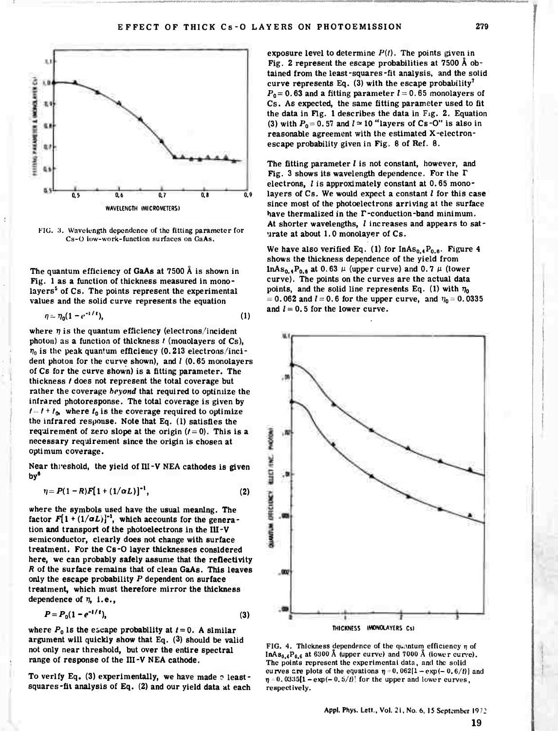FIG. 3. Wavelength dependence of the fitting parameter for Cs-O low-work-function surfaces on GaAs.

The quantum efficiency of GaAs at 7500 Å is shown in Fig. 1 as a function of thickness measured in monolayers[5] of Cs. The points represent the experimental values and the solid curve represents the equation

$$\eta = \eta_0(1 - e^{-l/t}), \tag{1}$$

where $\eta$ is the quantum efficiency (electrons/incident photon) as a function of thickness $t$ (monolayers of Cs), $\eta_0$ is the peak quantum efficiency (0.213 electrons/incident photon for the curve shown), and $l$ (0.65 monolayers of Cs for the curve shown) is a fitting parameter. The thickness $t$ does not represent the total coverage but rather the coverage *beyond* that required to optimize the infrared photoresponse. The total coverage is given by $t' = t + t_0$, where $t_0$ is the coverage required to optimize the infrared response. Note that Eq. (1) satisfies the requirement of zero slope at the origin ($t = 0$). This is a necessary requirement since the origin is chosen at optimum coverage.

Near threshold, the yield of III-V NEA cathodes is given by[6]

$$\eta = P(1 - R)F[1 + (1/\alpha L)]^{-1}, \tag{2}$$

where the symbols used have the usual meaning. The factor $F[1 + (1/\alpha L)]^{-1}$, which accounts for the generation and transport of the photoelectrons in the III-V semiconductor, clearly does not change with surface treatment. For the Cs-O layer thicknesses considered here, we can probably safely assume that the reflectivity $R$ of the surface remains that of clean GaAs. This leaves only the escape probability $P$ dependent on surface treatment, which must therefore mirror the thickness dependence of $\eta$, i.e.,

$$P = P_0(1 - e^{-l/t}), \tag{3}$$

where $P_0$ is the escape probability at $t = 0$. A similar argument will quickly show that Eq. (3) should be valid not only near threshold, but over the entire spectral range of response of the III-V NEA cathode.

To verify Eq. (3) experimentally, we have made a least-squares-fit analysis of Eq. (2) and our yield data at each exposure level to determine $P(t)$. The points given in Fig. 2 represent the escape probabilities at 7500 Å obtained from the least-squares-fit analysis, and the solid curve represents Eq. (3) with the escape probability[7] $P_0 = 0.63$ and a fitting parameter $l = 0.65$ monolayers of Cs. As expected, the same fitting parameter used to fit the data in Fig. 1 describes the data in Fig. 2. Equation (3) with $P_0 = 0.57$ and $l \simeq 10$ "layers of Cs-O" is also in reasonable agreement with the estimated X-electron-escape probability given in Fig. 8 of Ref. 8.

The fitting parameter $l$ is not constant, however, and Fig. 3 shows its wavelength dependence. For the $\Gamma$ electrons, $l$ is approximately constant at 0.65 monolayers of Cs. We would expect a constant $l$ for this case since most of the photoelectrons arriving at the surface have thermalized in the $\Gamma$-conduction-band minimum. At shorter wavelengths, $l$ increases and appears to saturate at about 1.0 monolayer of Cs.

We have also verified Eq. (1) for $InAs_{0.4}P_{0.6}$. Figure 4 shows the thickness dependence of the yield from $InAs_{0.4}P_{0.6}$ at 0.63 $\mu$ (upper curve) and 0.7 $\mu$ (lower curve). The points on the curves are the actual data points, and the solid line represents Eq. (1) with $\eta_0 = 0.062$ and $l = 0.6$ for the upper curve, and $\eta_0 = 0.0335$ and $l = 0.5$ for the lower curve.

FIG. 4. Thickness dependence of the quantum efficiency $\eta$ of $InAs_{0.4}P_{0.6}$ at 6300 Å (upper curve) and 7000 Å (lower curve). The points represent the experimental data, and the solid curves are plots of the equations $\eta = 0.062[1 - \exp(-0.6/t)]$ and $\eta = 0.0335[1 - \exp(-0.5/t)]$ for the upper and lower curves, respectively.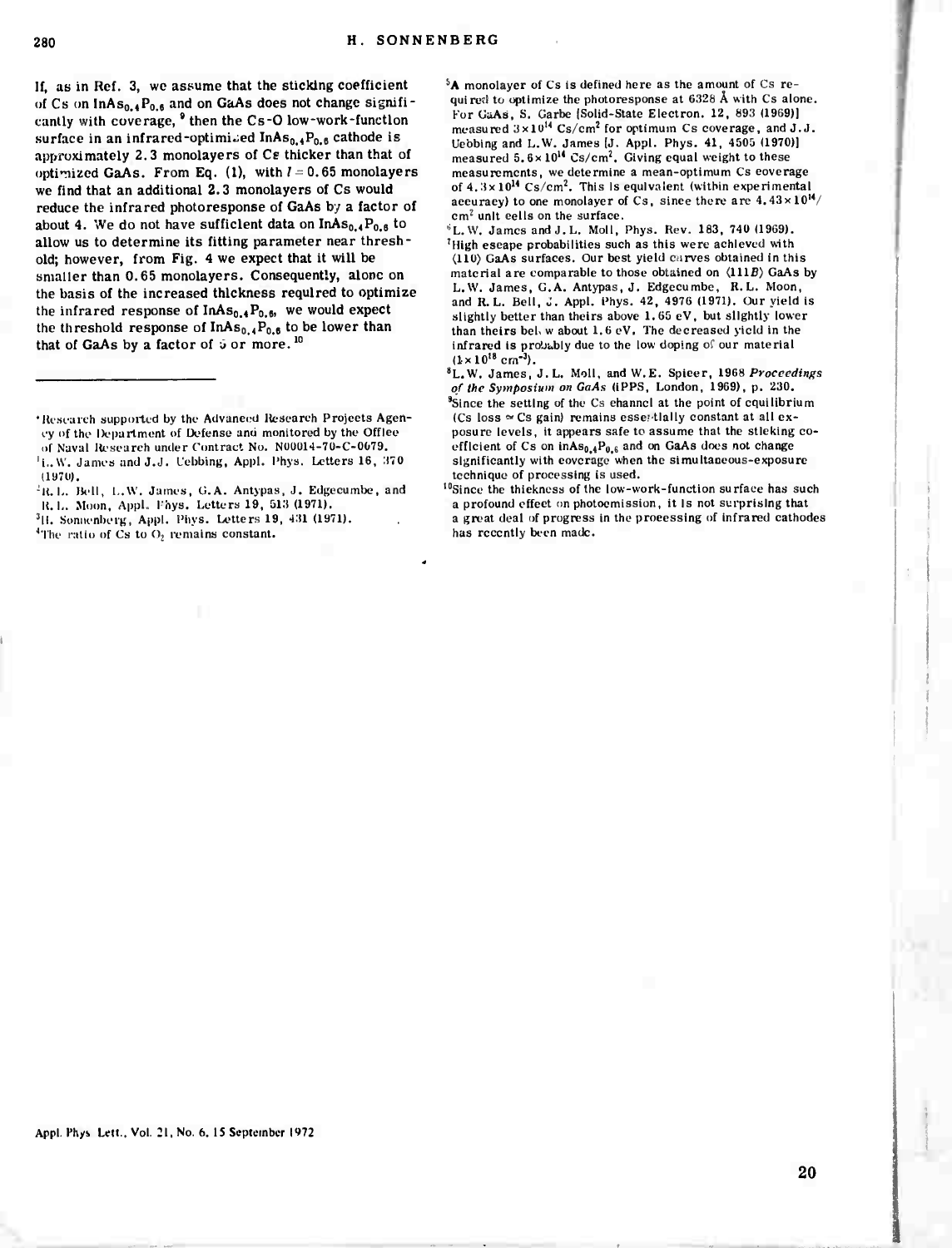If, as in Ref. 3, we assume that the sticking coefficient of Cs on $InAs_{0.4}P_{0.6}$ and on GaAs does not change significantly with coverage,[9] then the Cs-O low-work-function surface in an infrared-optimized $InAs_{0.4}P_{0.6}$ cathode is approximately 2.3 monolayers of Cs thicker than that of optimized GaAs. From Eq. (1), with $l = 0.65$ monolayers we find that an additional 2.3 monolayers of Cs would reduce the infrared photoresponse of GaAs by a factor of about 4. We do not have sufficient data on $InAs_{0.4}P_{0.6}$ to allow us to determine its fitting parameter near threshold; however, from Fig. 4 we expect that it will be smaller than 0.65 monolayers. Consequently, alone on the basis of the increased thickness required to optimize the infrared response of $InAs_{0.4}P_{0.6}$, we would expect the threshold response of $InAs_{0.4}P_{0.6}$ to be lower than that of GaAs by a factor of 5 or more.[10]

---

*Research supported by the Advanced Research Projects Agency of the Department of Defense and monitored by the Office of Naval Research under Contract No. N00014-70-C-0079.

[1] L.W. James and J.J. Uebbing, Appl. Phys. Letters 16, 370 (1970).

[2] R.L. Bell, L.W. James, G.A. Antypas, J. Edgecumbe, and R.L. Moon, Appl. Phys. Letters 19, 513 (1971).

[3] H. Sonnenberg, Appl. Phys. Letters 19, 431 (1971).

[4] The ratio of Cs to $O_2$ remains constant.

[5] A monolayer of Cs is defined here as the amount of Cs required to optimize the photoresponse at 6328 Å with Cs alone. For GaAs, S. Garbe [Solid-State Electron. 12, 893 (1969)] measured $3\times10^{14}$ Cs/cm$^2$ for optimum Cs coverage, and J.J. Uebbing and L.W. James [J. Appl. Phys. 41, 4505 (1970)] measured $5.6\times10^{14}$ Cs/cm$^2$. Giving equal weight to these measurements, we determine a mean-optimum Cs coverage of $4.3\times10^{14}$ Cs/cm$^2$. This is equivalent (within experimental accuracy) to one monolayer of Cs, since there are $4.43\times10^{14}$/cm$^2$ unit cells on the surface.

[6] L.W. James and J.L. Moll, Phys. Rev. 183, 740 (1969).

[7] High escape probabilities such as this were achieved with (110) GaAs surfaces. Our best yield curves obtained in this material are comparable to those obtained on (111*B*) GaAs by L.W. James, G.A. Antypas, J. Edgecumbe, R.L. Moon, and R.L. Bell, J. Appl. Phys. 42, 4976 (1971). Our yield is slightly better than theirs above 1.65 eV, but slightly lower than theirs below about 1.6 eV. The decreased yield in the infrared is probably due to the low doping of our material ($1\times10^{18}$ cm$^{-3}$).

[8] L.W. James, J.L. Moll, and W.E. Spicer, 1968 *Proceedings of the Symposium on GaAs* (IPPS, London, 1969), p. 230.

[9] Since the setting of the Cs channel at the point of equilibrium (Cs loss ≈ Cs gain) remains essentially constant at all exposure levels, it appears safe to assume that the sticking coefficient of Cs on $InAs_{0.4}P_{0.6}$ and on GaAs does not change significantly with coverage when the simultaneous-exposure technique of processing is used.

[10] Since the thickness of the low-work-function surface has such a profound effect on photoemission, it is not surprising that a great deal of progress in the processing of infrared cathodes has recently been made.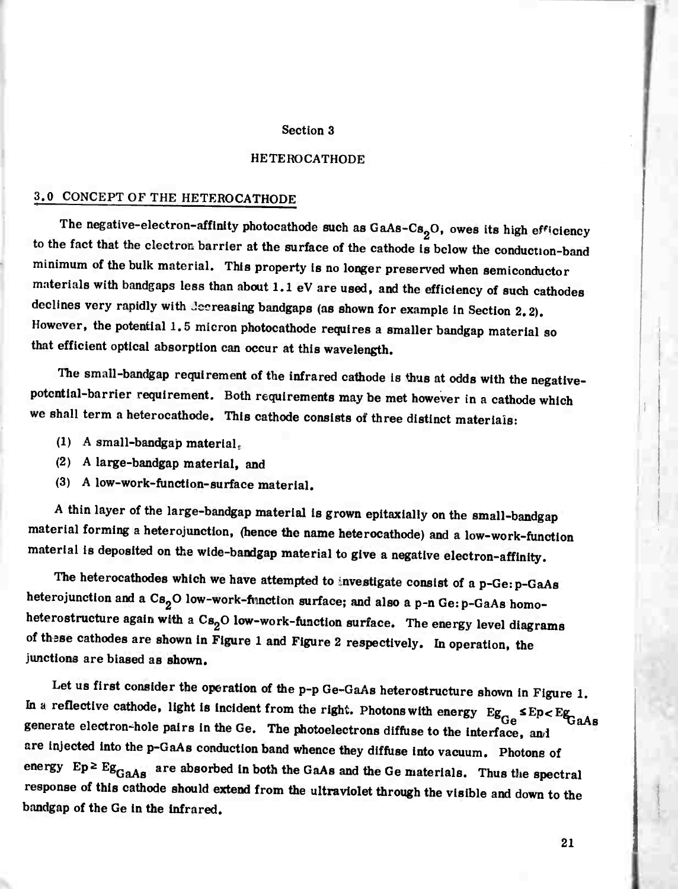# Section 3

# HETEROCATHODE

## 3.0 CONCEPT OF THE HETEROCATHODE

The negative-electron-affinity photocathode such as GaAs-$Cs_2O$, owes its high efficiency to the fact that the electron barrier at the surface of the cathode is below the conduction-band minimum of the bulk material. This property is no longer preserved when semiconductor materials with bandgaps less than about 1.1 eV are used, and the efficiency of such cathodes declines very rapidly with decreasing bandgaps (as shown for example in Section 2.2). However, the potential 1.5 micron photocathode requires a smaller bandgap material so that efficient optical absorption can occur at this wavelength.

The small-bandgap requirement of the infrared cathode is thus at odds with the negative-potential-barrier requirement. Both requirements may be met however in a cathode which we shall term a heterocathode. This cathode consists of three distinct materials:

(1) A small-bandgap material,

(2) A large-bandgap material, and

(3) A low-work-function-surface material.

A thin layer of the large-bandgap material is grown epitaxially on the small-bandgap material forming a heterojunction, (hence the name heterocathode) and a low-work-function material is deposited on the wide-bandgap material to give a negative electron-affinity.

The heterocathodes which we have attempted to investigate consist of a p-Ge:p-GaAs heterojunction and a $Cs_2O$ low-work-function surface; and also a p-n Ge:p-GaAs homo-heterostructure again with a $Cs_2O$ low-work-function surface. The energy level diagrams of these cathodes are shown in Figure 1 and Figure 2 respectively. In operation, the junctions are biased as shown.

Let us first consider the operation of the p-p Ge-GaAs heterostructure shown in Figure 1. In a reflective cathode, light is incident from the right. Photons with energy $Eg_{Ge} \leq Ep < Eg_{GaAs}$ generate electron-hole pairs in the Ge. The photoelectrons diffuse to the interface, and are injected into the p-GaAs conduction band whence they diffuse into vacuum. Photons of energy $Ep \geq Eg_{GaAs}$ are absorbed in both the GaAs and the Ge materials. Thus the spectral response of this cathode should extend from the ultraviolet through the visible and down to the bandgap of the Ge in the infrared.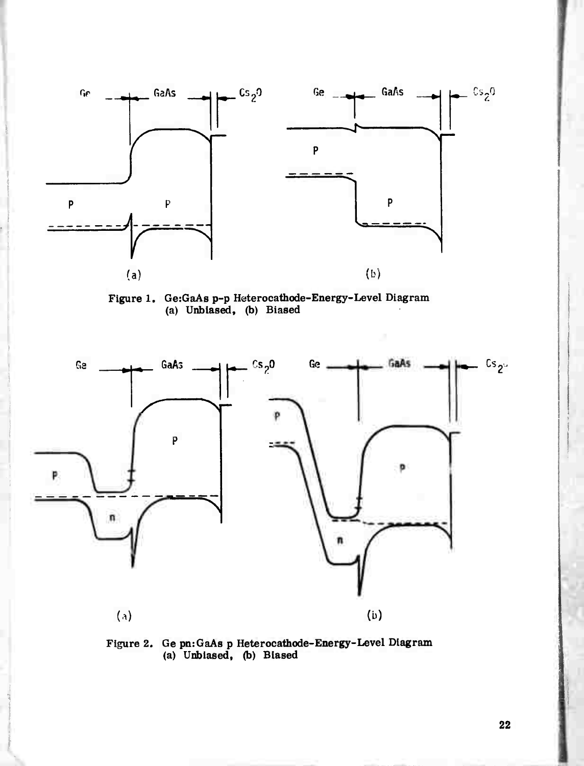Figure 1. Ge:GaAs p-p Heterocathode-Energy-Level Diagram (a) Unbiased, (b) Biased

Figure 2. Ge pn:GaAs p Heterocathode-Energy-Level Diagram (a) Unbiased, (b) Biased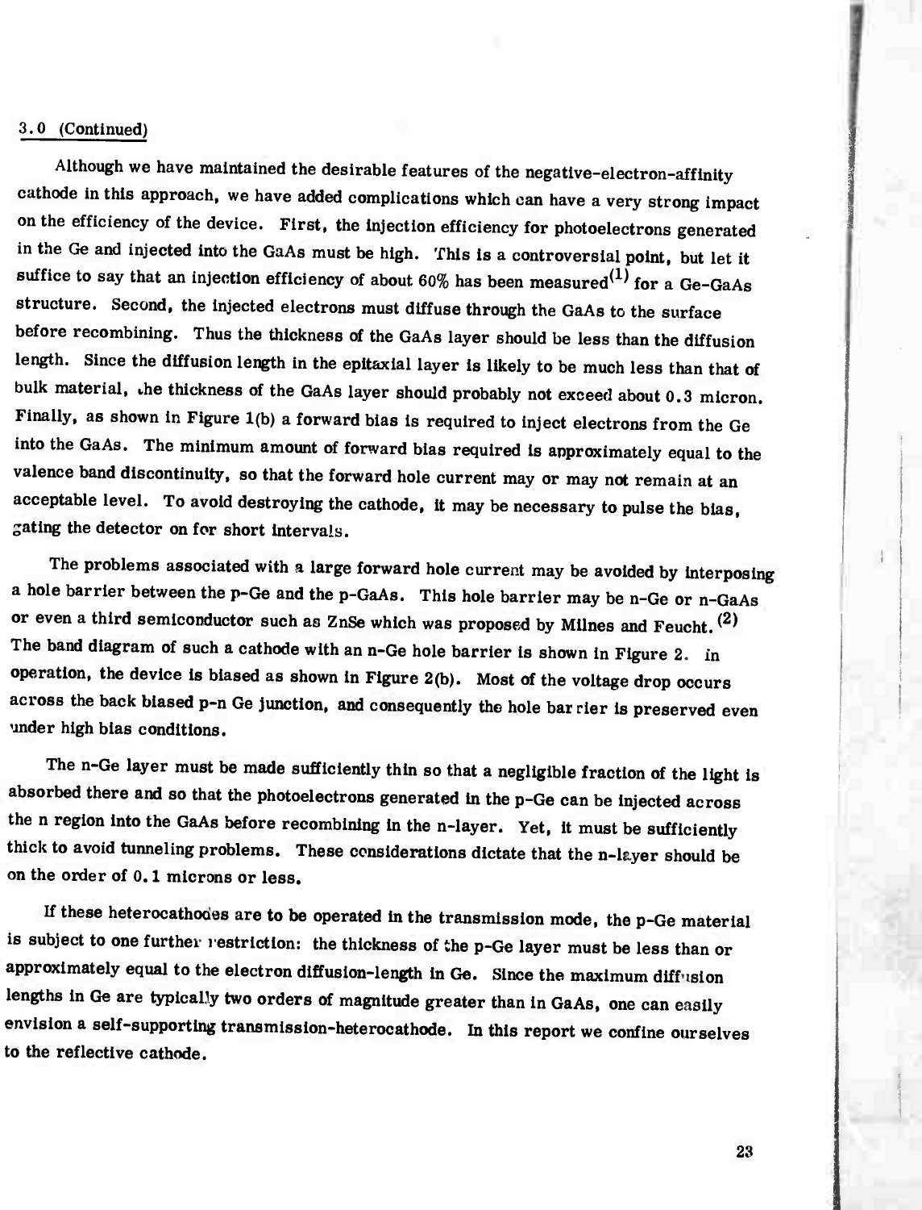3.0 (Continued)

Although we have maintained the desirable features of the negative-electron-affinity cathode in this approach, we have added complications which can have a very strong impact on the efficiency of the device. First, the injection efficiency for photoelectrons generated in the Ge and injected into the GaAs must be high. This is a controversial point, but let it suffice to say that an injection efficiency of about 60% has been measured[1] for a Ge-GaAs structure. Second, the injected electrons must diffuse through the GaAs to the surface before recombining. Thus the thickness of the GaAs layer should be less than the diffusion length. Since the diffusion length in the epitaxial layer is likely to be much less than that of bulk material, the thickness of the GaAs layer should probably not exceed about 0.3 micron. Finally, as shown in Figure 1(b) a forward bias is required to inject electrons from the Ge into the GaAs. The minimum amount of forward bias required is approximately equal to the valence band discontinuity, so that the forward hole current may or may not remain at an acceptable level. To avoid destroying the cathode, it may be necessary to pulse the bias, gating the detector on for short intervals.

The problems associated with a large forward hole current may be avoided by interposing a hole barrier between the p-Ge and the p-GaAs. This hole barrier may be n-Ge or n-GaAs or even a third semiconductor such as ZnSe which was proposed by Milnes and Feucht.[2] The band diagram of such a cathode with an n-Ge hole barrier is shown in Figure 2. In operation, the device is biased as shown in Figure 2(b). Most of the voltage drop occurs across the back biased p-n Ge junction, and consequently the hole barrier is preserved even under high bias conditions.

The n-Ge layer must be made sufficiently thin so that a negligible fraction of the light is absorbed there and so that the photoelectrons generated in the p-Ge can be injected across the n region into the GaAs before recombining in the n-layer. Yet, it must be sufficiently thick to avoid tunneling problems. These considerations dictate that the n-layer should be on the order of 0.1 microns or less.

If these heterocathodes are to be operated in the transmission mode, the p-Ge material is subject to one further restriction: the thickness of the p-Ge layer must be less than or approximately equal to the electron diffusion-length in Ge. Since the maximum diffusion lengths in Ge are typically two orders of magnitude greater than in GaAs, one can easily envision a self-supporting transmission-heterocathode. In this report we confine ourselves to the reflective cathode.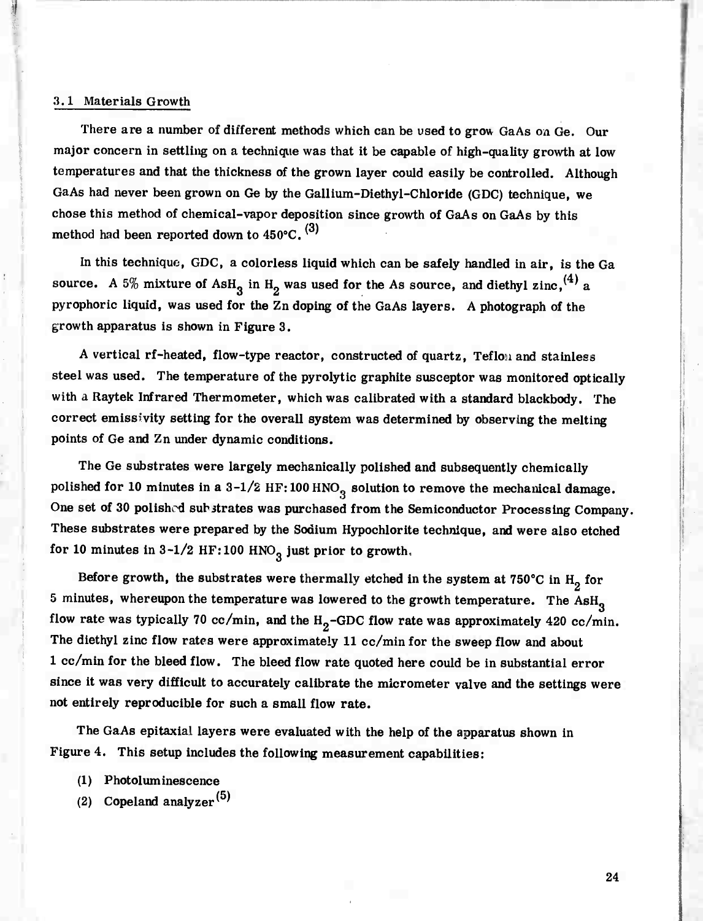### 3.1 Materials Growth

There are a number of different methods which can be used to grow GaAs on Ge. Our major concern in settling on a technique was that it be capable of high-quality growth at low temperatures and that the thickness of the grown layer could easily be controlled. Although GaAs had never been grown on Ge by the Gallium-Diethyl-Chloride (GDC) technique, we chose this method of chemical-vapor deposition since growth of GaAs on GaAs by this method had been reported down to 450°C. [3]

In this technique, GDC, a colorless liquid which can be safely handled in air, is the Ga source. A 5% mixture of $AsH_3$ in $H_2$ was used for the As source, and diethyl zinc,[4] a pyrophoric liquid, was used for the Zn doping of the GaAs layers. A photograph of the growth apparatus is shown in Figure 3.

A vertical rf-heated, flow-type reactor, constructed of quartz, Teflon and stainless steel was used. The temperature of the pyrolytic graphite susceptor was monitored optically with a Raytek Infrared Thermometer, which was calibrated with a standard blackbody. The correct emissivity setting for the overall system was determined by observing the melting points of Ge and Zn under dynamic conditions.

The Ge substrates were largely mechanically polished and subsequently chemically polished for 10 minutes in a 3-1/2 HF:100 $HNO_3$ solution to remove the mechanical damage. One set of 30 polished substrates was purchased from the Semiconductor Processing Company. These substrates were prepared by the Sodium Hypochlorite technique, and were also etched for 10 minutes in 3-1/2 HF:100 $HNO_3$ just prior to growth.

Before growth, the substrates were thermally etched in the system at 750°C in $H_2$ for 5 minutes, whereupon the temperature was lowered to the growth temperature. The $AsH_3$ flow rate was typically 70 cc/min, and the $H_2$-GDC flow rate was approximately 420 cc/min. The diethyl zinc flow rates were approximately 11 cc/min for the sweep flow and about 1 cc/min for the bleed flow. The bleed flow rate quoted here could be in substantial error since it was very difficult to accurately calibrate the micrometer valve and the settings were not entirely reproducible for such a small flow rate.

The GaAs epitaxial layers were evaluated with the help of the apparatus shown in Figure 4. This setup includes the following measurement capabilities:

(1) Photoluminescence
(2) Copeland analyzer [5]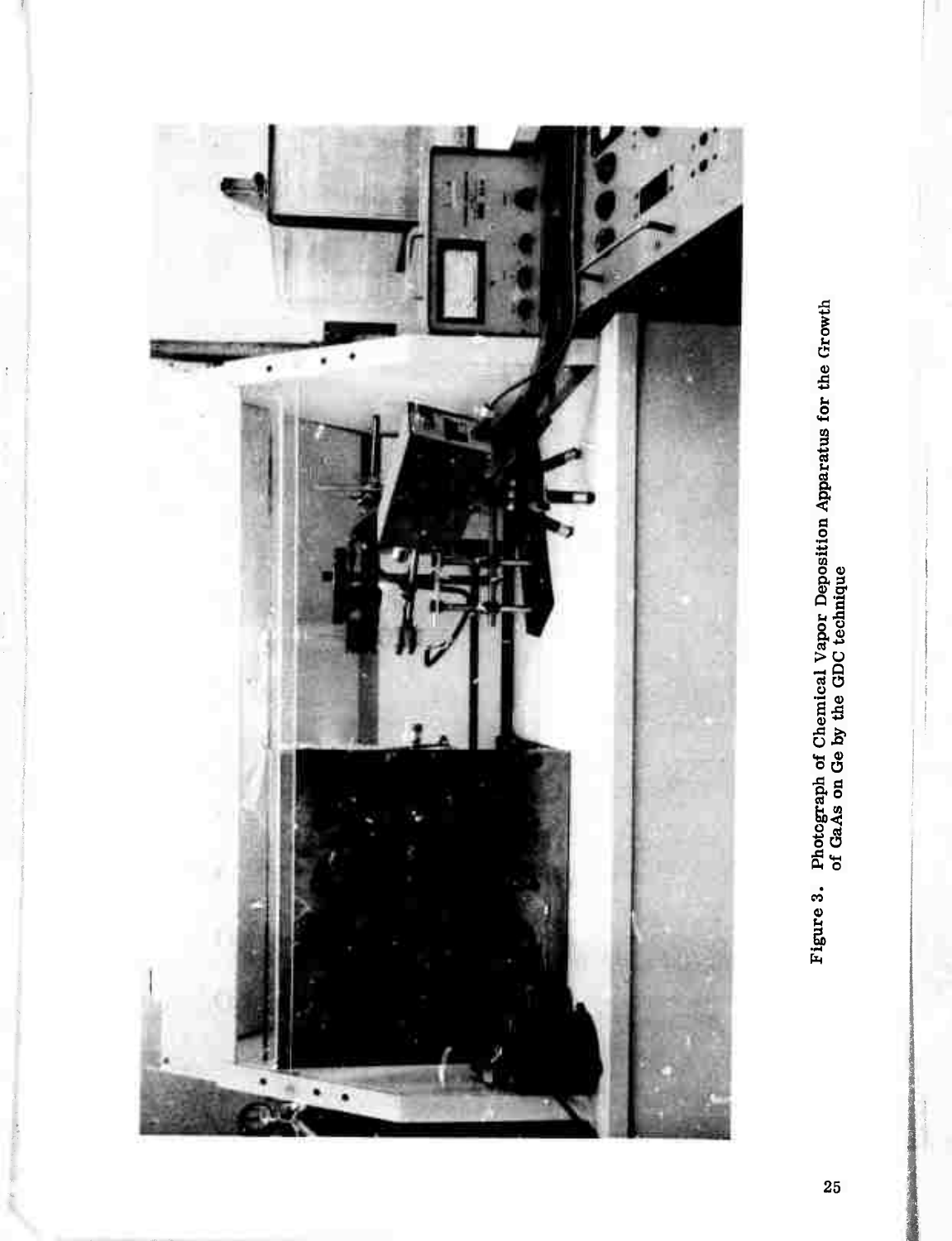Figure 3. Photograph of Chemical Vapor Deposition Apparatus for the Growth of GaAs on Ge by the GDC technique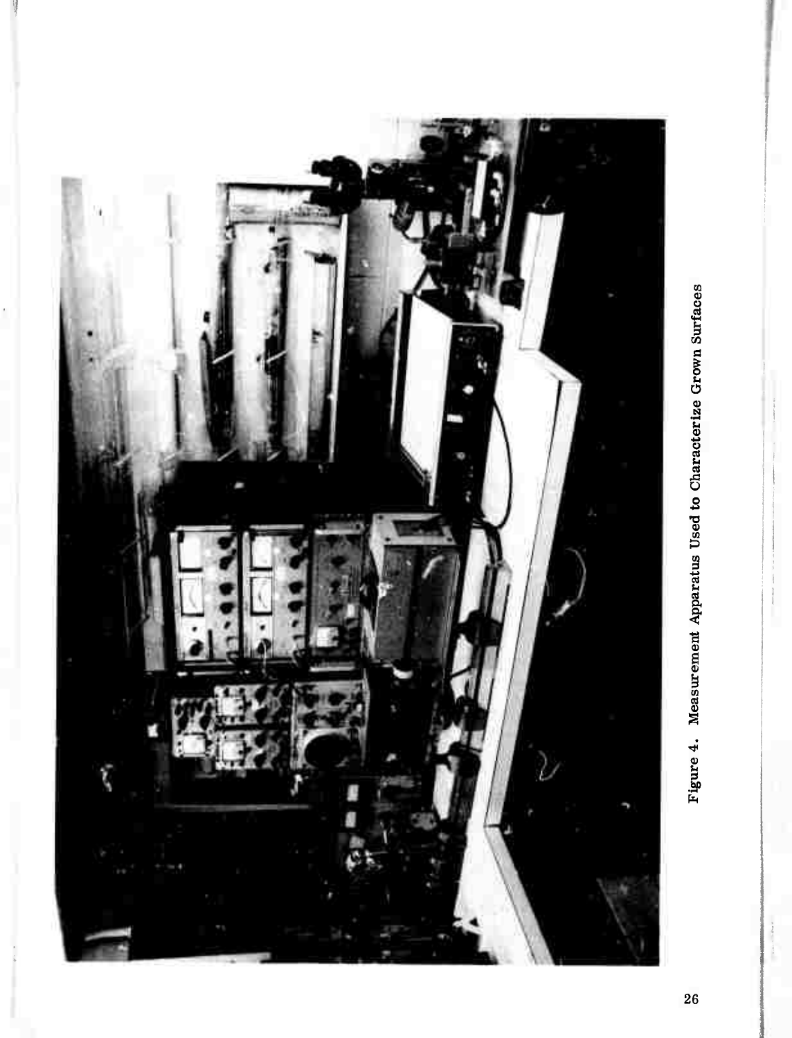Figure 4. Measurement Apparatus Used to Characterize Grown Surfaces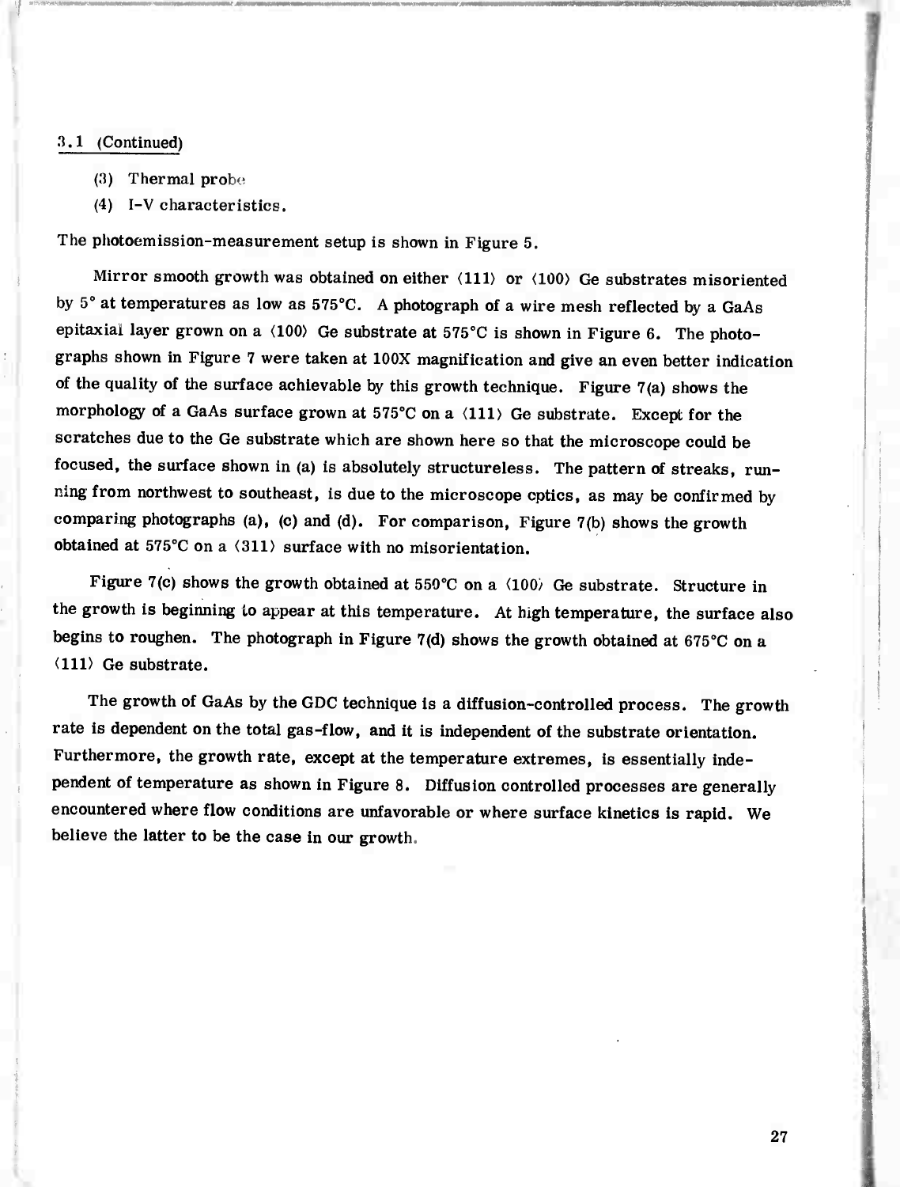3.1 (Continued)

(3) Thermal probe

(4) I-V characteristics.

The photoemission-measurement setup is shown in Figure 5.

Mirror smooth growth was obtained on either ⟨111⟩ or ⟨100⟩ Ge substrates misoriented by 5° at temperatures as low as 575°C. A photograph of a wire mesh reflected by a GaAs epitaxial layer grown on a ⟨100⟩ Ge substrate at 575°C is shown in Figure 6. The photographs shown in Figure 7 were taken at 100X magnification and give an even better indication of the quality of the surface achievable by this growth technique. Figure 7(a) shows the morphology of a GaAs surface grown at 575°C on a ⟨111⟩ Ge substrate. Except for the scratches due to the Ge substrate which are shown here so that the microscope could be focused, the surface shown in (a) is absolutely structureless. The pattern of streaks, running from northwest to southeast, is due to the microscope optics, as may be confirmed by comparing photographs (a), (c) and (d). For comparison, Figure 7(b) shows the growth obtained at 575°C on a ⟨311⟩ surface with no misorientation.

Figure 7(c) shows the growth obtained at 550°C on a ⟨100⟩ Ge substrate. Structure in the growth is beginning to appear at this temperature. At high temperature, the surface also begins to roughen. The photograph in Figure 7(d) shows the growth obtained at 675°C on a ⟨111⟩ Ge substrate.

The growth of GaAs by the GDC technique is a diffusion-controlled process. The growth rate is dependent on the total gas-flow, and it is independent of the substrate orientation. Furthermore, the growth rate, except at the temperature extremes, is essentially independent of temperature as shown in Figure 8. Diffusion controlled processes are generally encountered where flow conditions are unfavorable or where surface kinetics is rapid. We believe the latter to be the case in our growth.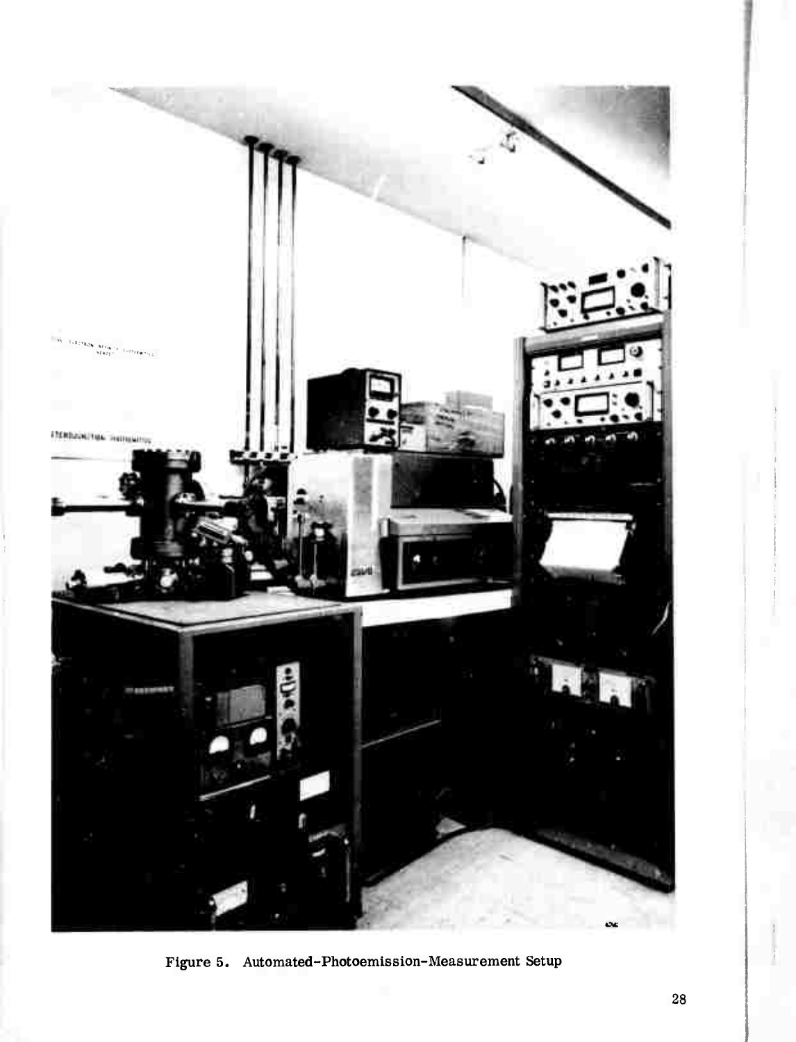Figure 5. Automated-Photoemission-Measurement Setup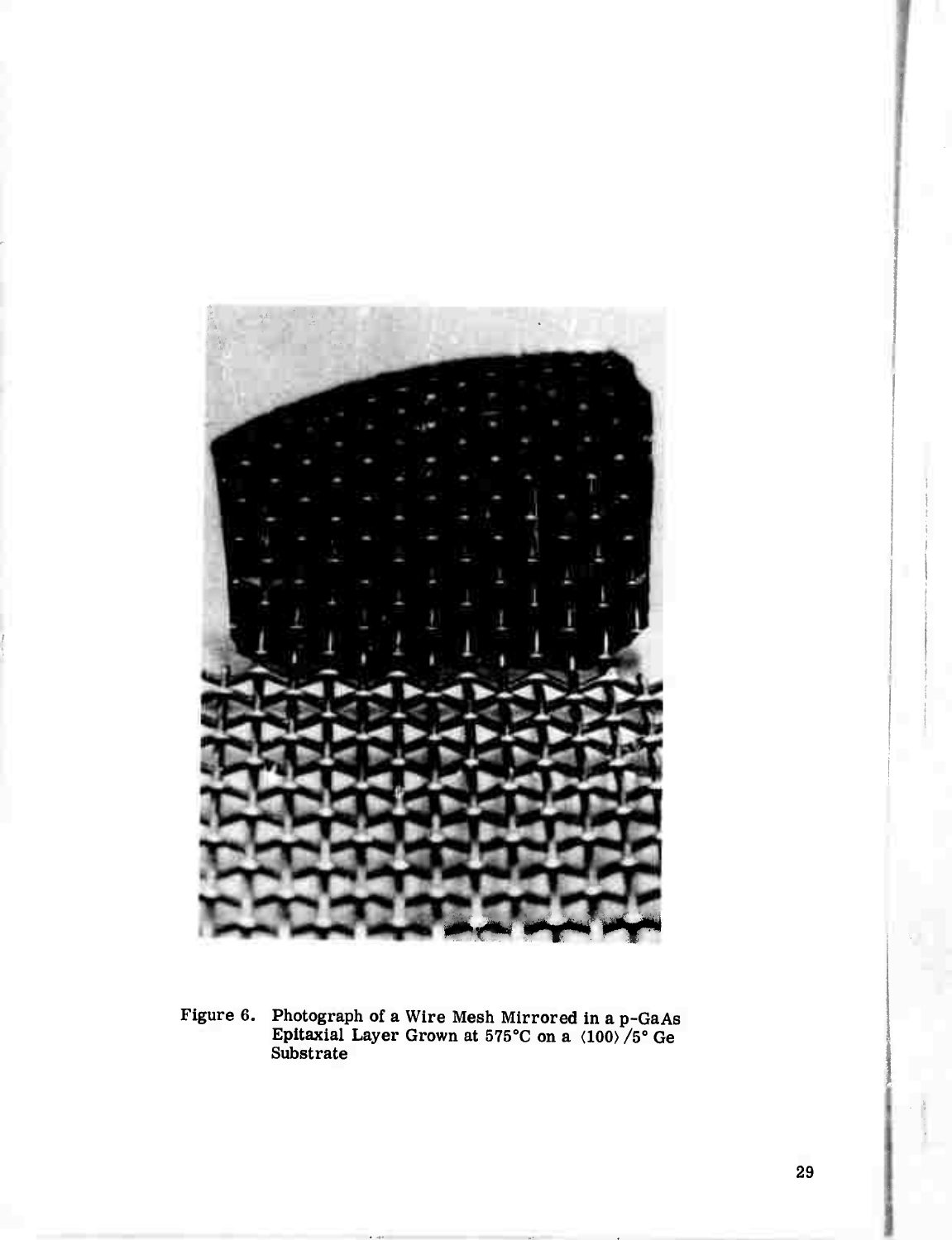Figure 6. Photograph of a Wire Mesh Mirrored in a p-GaAs Epitaxial Layer Grown at 575°C on a ⟨100⟩/5° Ge Substrate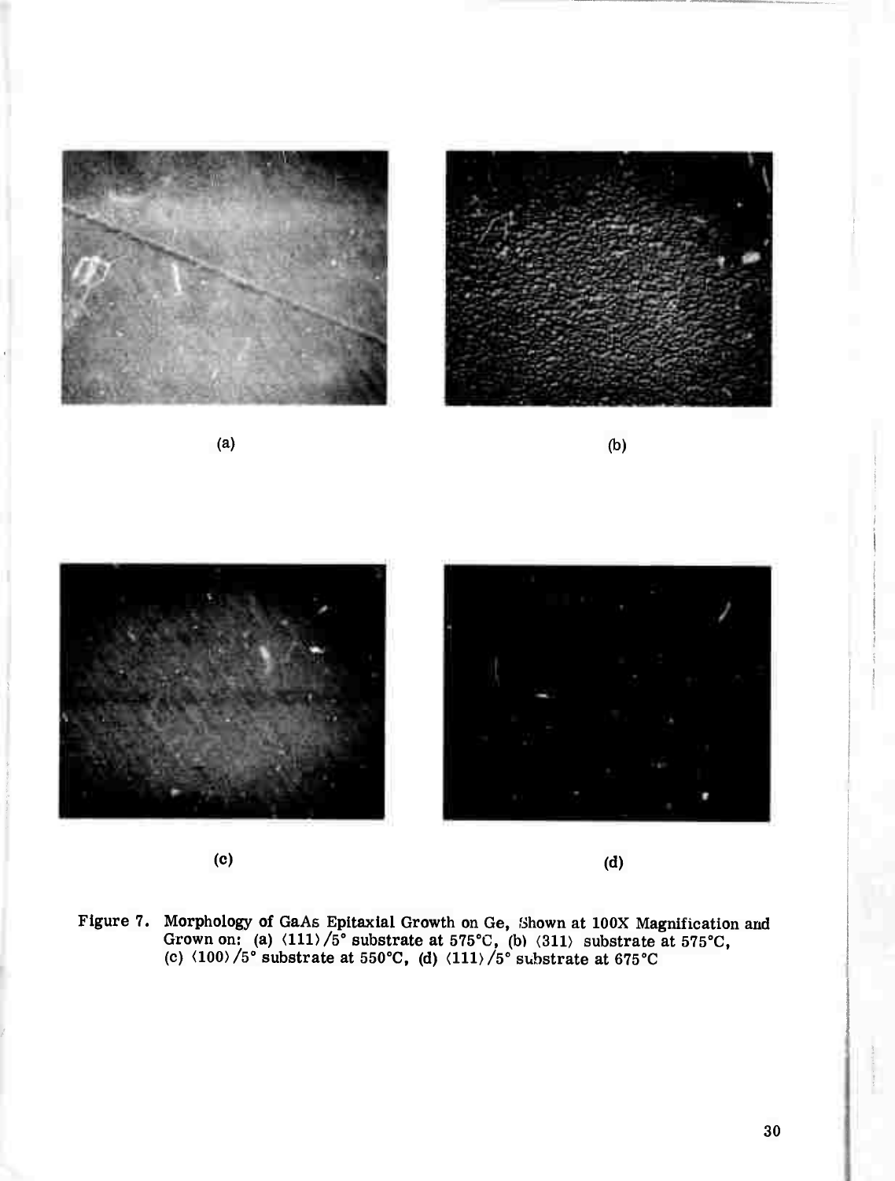(a)

(b)

(c)

(d)

Figure 7. Morphology of GaAs Epitaxial Growth on Ge, Shown at 100X Magnification and Grown on: (a) ⟨111⟩/5° substrate at 575°C, (b) ⟨311⟩ substrate at 575°C, (c) ⟨100⟩/5° substrate at 550°C, (d) ⟨111⟩/5° substrate at 675°C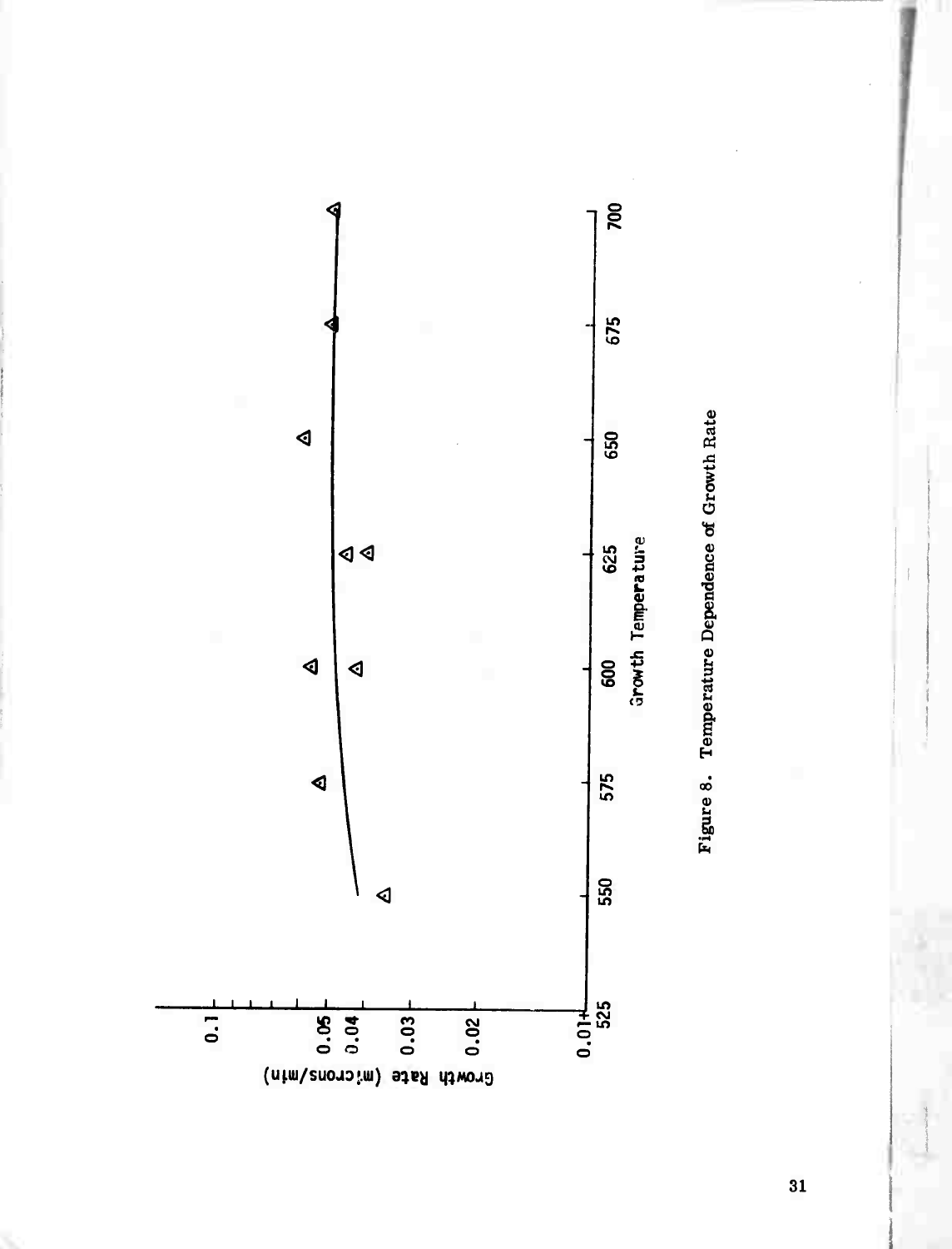Growth Rate (microns/min)

0.1

0.05

0.04

0.03

0.02

0.01

525 550 575 600 625 650 675 700

Growth Temperature

**Figure 8. Temperature Dependence of Growth Rate**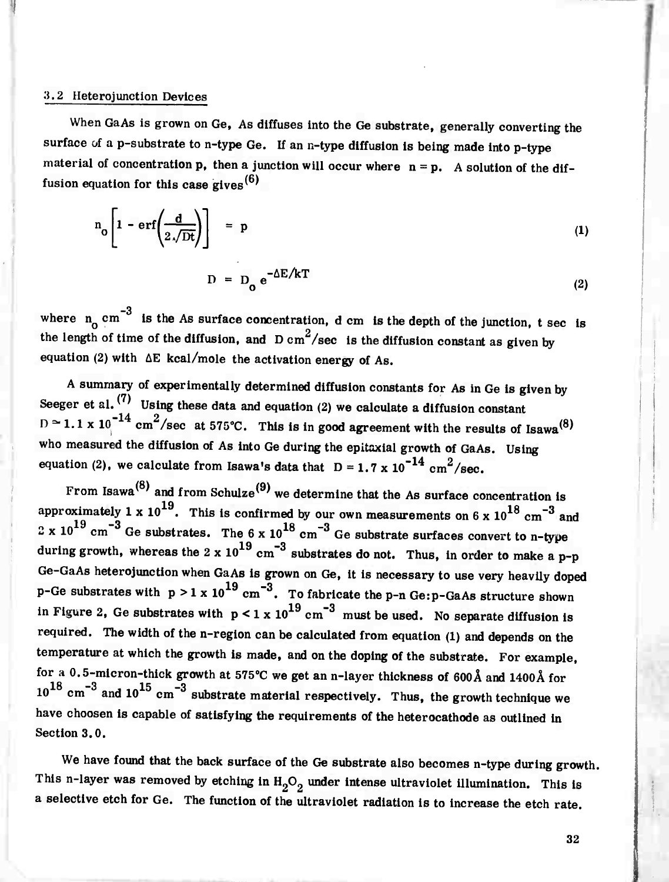### 3.2 Heterojunction Devices

When GaAs is grown on Ge, As diffuses into the Ge substrate, generally converting the surface of a p-substrate to n-type Ge. If an n-type diffusion is being made into p-type material of concentration p, then a junction will occur where $n = p$. A solution of the diffusion equation for this case gives[6]

$$n_o \left[ 1 - \text{erf}\left( \frac{d}{2\sqrt{Dt}} \right) \right] = p \tag{1}$$

$$D = D_o \, e^{-\Delta E/kT} \tag{2}$$

where $n_o$ $cm^{-3}$ is the As surface concentration, d cm is the depth of the junction, t sec is the length of time of the diffusion, and D $cm^2/sec$ is the diffusion constant as given by equation (2) with $\Delta E$ kcal/mole the activation energy of As.

A summary of experimentally determined diffusion constants for As in Ge is given by Seeger et al.[7] Using these data and equation (2) we calculate a diffusion constant $D \simeq 1.1 \times 10^{-14}$ $cm^2/sec$ at 575°C. This is in good agreement with the results of Isawa[8] who measured the diffusion of As into Ge during the epitaxial growth of GaAs. Using equation (2), we calculate from Isawa's data that $D = 1.7 \times 10^{-14}$ $cm^2/sec$.

From Isawa[8] and from Schulze[9] we determine that the As surface concentration is approximately $1 \times 10^{19}$. This is confirmed by our own measurements on $6 \times 10^{18}$ $cm^{-3}$ and $2 \times 10^{19}$ $cm^{-3}$ Ge substrates. The $6 \times 10^{18}$ $cm^{-3}$ Ge substrate surfaces convert to n-type during growth, whereas the $2 \times 10^{19}$ $cm^{-3}$ substrates do not. Thus, in order to make a p-p Ge-GaAs heterojunction when GaAs is grown on Ge, it is necessary to use very heavily doped p-Ge substrates with $p > 1 \times 10^{19}$ $cm^{-3}$. To fabricate the p-n Ge:p-GaAs structure shown in Figure 2, Ge substrates with $p < 1 \times 10^{19}$ $cm^{-3}$ must be used. No separate diffusion is required. The width of the n-region can be calculated from equation (1) and depends on the temperature at which the growth is made, and on the doping of the substrate. For example, for a 0.5-micron-thick growth at 575°C we get an n-layer thickness of 600 Å and 1400 Å for $10^{18}$ $cm^{-3}$ and $10^{15}$ $cm^{-3}$ substrate material respectively. Thus, the growth technique we have choosen is capable of satisfying the requirements of the heterocathode as outlined in Section 3.0.

We have found that the back surface of the Ge substrate also becomes n-type during growth. This n-layer was removed by etching in $H_2O_2$ under intense ultraviolet illumination. This is a selective etch for Ge. The function of the ultraviolet radiation is to increase the etch rate.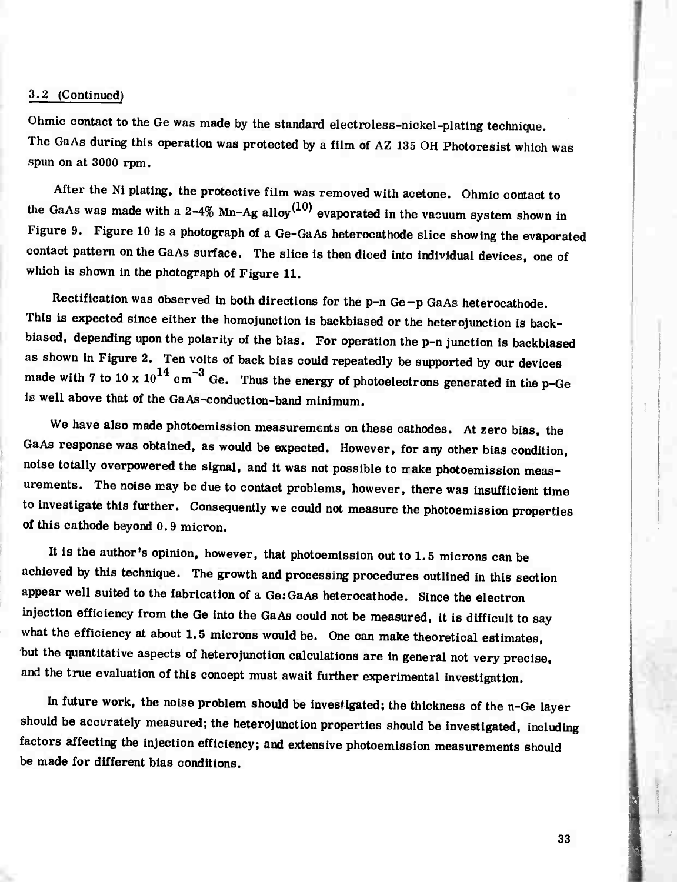3.2 (Continued)

Ohmic contact to the Ge was made by the standard electroless-nickel-plating technique. The GaAs during this operation was protected by a film of AZ 135 OH Photoresist which was spun on at 3000 rpm.

After the Ni plating, the protective film was removed with acetone. Ohmic contact to the GaAs was made with a 2-4% Mn-Ag alloy[10] evaporated in the vacuum system shown in Figure 9. Figure 10 is a photograph of a Ge-GaAs heterocathode slice showing the evaporated contact pattern on the GaAs surface. The slice is then diced into individual devices, one of which is shown in the photograph of Figure 11.

Rectification was observed in both directions for the p-n Ge−p GaAs heterocathode. This is expected since either the homojunction is backbiased or the heterojunction is backbiased, depending upon the polarity of the bias. For operation the p-n junction is backbiased as shown in Figure 2. Ten volts of back bias could repeatedly be supported by our devices made with 7 to $10 \times 10^{14}$ $cm^{-3}$ Ge. Thus the energy of photoelectrons generated in the p-Ge is well above that of the GaAs-conduction-band minimum.

We have also made photoemission measurements on these cathodes. At zero bias, the GaAs response was obtained, as would be expected. However, for any other bias condition, noise totally overpowered the signal, and it was not possible to make photoemission measurements. The noise may be due to contact problems, however, there was insufficient time to investigate this further. Consequently we could not measure the photoemission properties of this cathode beyond 0.9 micron.

It is the author's opinion, however, that photoemission out to 1.5 microns can be achieved by this technique. The growth and processing procedures outlined in this section appear well suited to the fabrication of a Ge:GaAs heterocathode. Since the electron injection efficiency from the Ge into the GaAs could not be measured, it is difficult to say what the efficiency at about 1.5 microns would be. One can make theoretical estimates, but the quantitative aspects of heterojunction calculations are in general not very precise, and the true evaluation of this concept must await further experimental investigation.

In future work, the noise problem should be investigated; the thickness of the n-Ge layer should be accurately measured; the heterojunction properties should be investigated, including factors affecting the injection efficiency; and extensive photoemission measurements should be made for different bias conditions.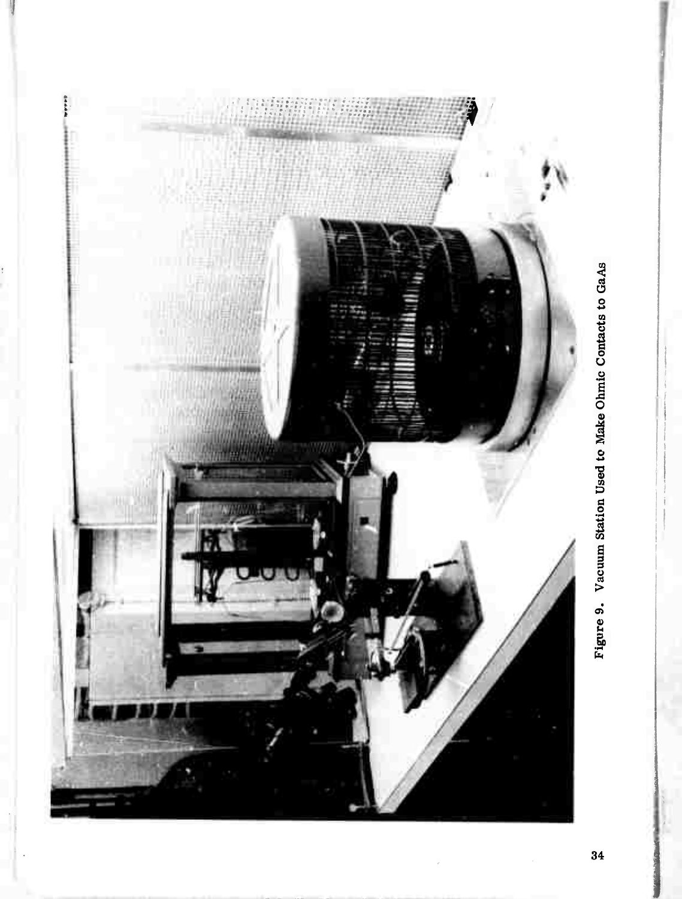Figure 9. Vacuum Station Used to Make Ohmic Contacts to GaAs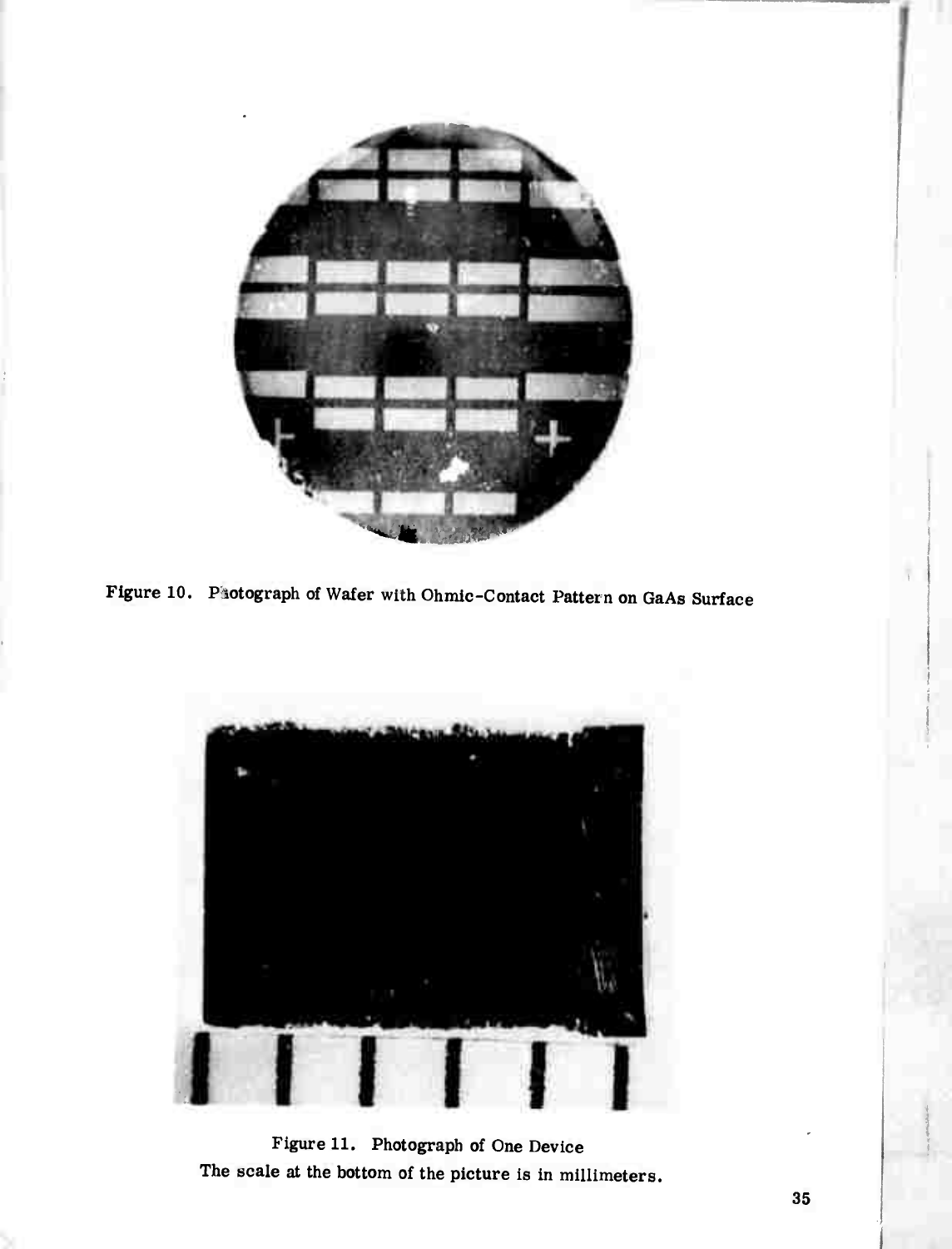Figure 10. Photograph of Wafer with Ohmic-Contact Pattern on GaAs Surface

Figure 11. Photograph of One Device
The scale at the bottom of the picture is in millimeters.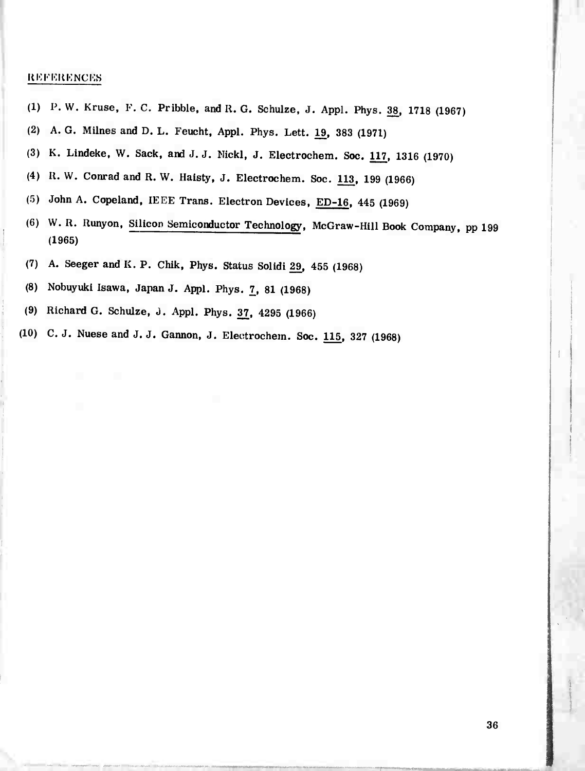## REFERENCES

(1) P. W. Kruse, F. C. Pribble, and R. G. Schulze, J. Appl. Phys. 38, 1718 (1967)

(2) A. G. Milnes and D. L. Feucht, Appl. Phys. Lett. 19, 383 (1971)

(3) K. Lindeke, W. Sack, and J. J. Nickl, J. Electrochem. Soc. 117, 1316 (1970)

(4) R. W. Conrad and R. W. Haisty, J. Electrochem. Soc. 113, 199 (1966)

(5) John A. Copeland, IEEE Trans. Electron Devices, ED-16, 445 (1969)

(6) W. R. Runyon, Silicon Semiconductor Technology, McGraw-Hill Book Company, pp 199 (1965)

(7) A. Seeger and K. P. Chik, Phys. Status Solidi 29, 455 (1968)

(8) Nobuyuki Isawa, Japan J. Appl. Phys. 7, 81 (1968)

(9) Richard G. Schulze, J. Appl. Phys. 37, 4295 (1966)

(10) C. J. Nuese and J. J. Gannon, J. Electrochem. Soc. 115, 327 (1968)